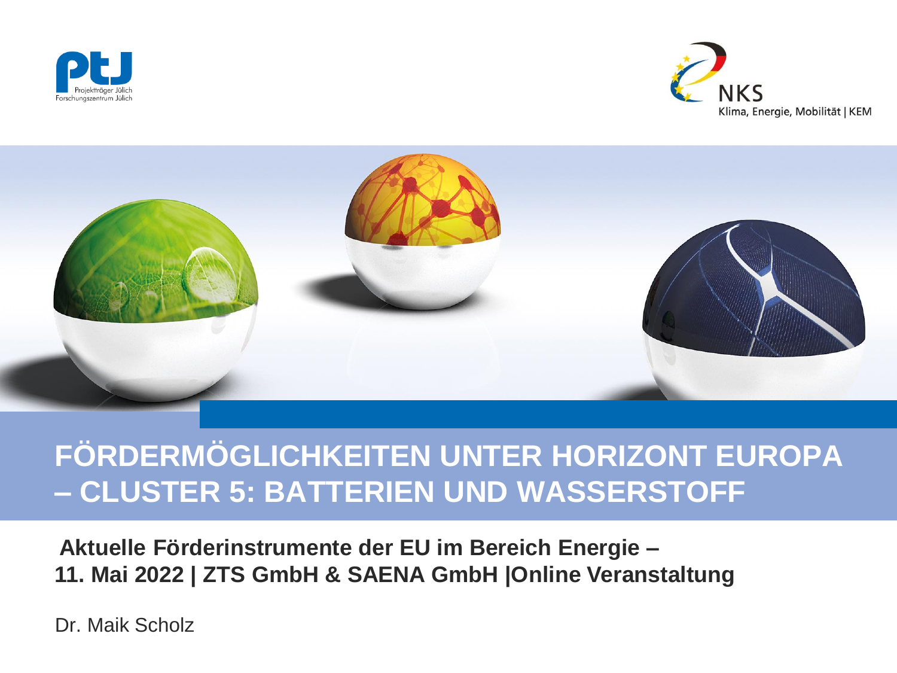Projektträger Jülich
Forschungszentrum Jülich

NKS
Klima, Energie, Mobilität | KEM

# FÖRDERMÖGLICHKEITEN UNTER HORIZONT EUROPA – CLUSTER 5: BATTERIEN UND WASSERSTOFF

**Aktuelle Förderinstrumente der EU im Bereich Energie –**
**11. Mai 2022 | ZTS GmbH & SAENA GmbH |Online Veranstaltung**

Dr. Maik Scholz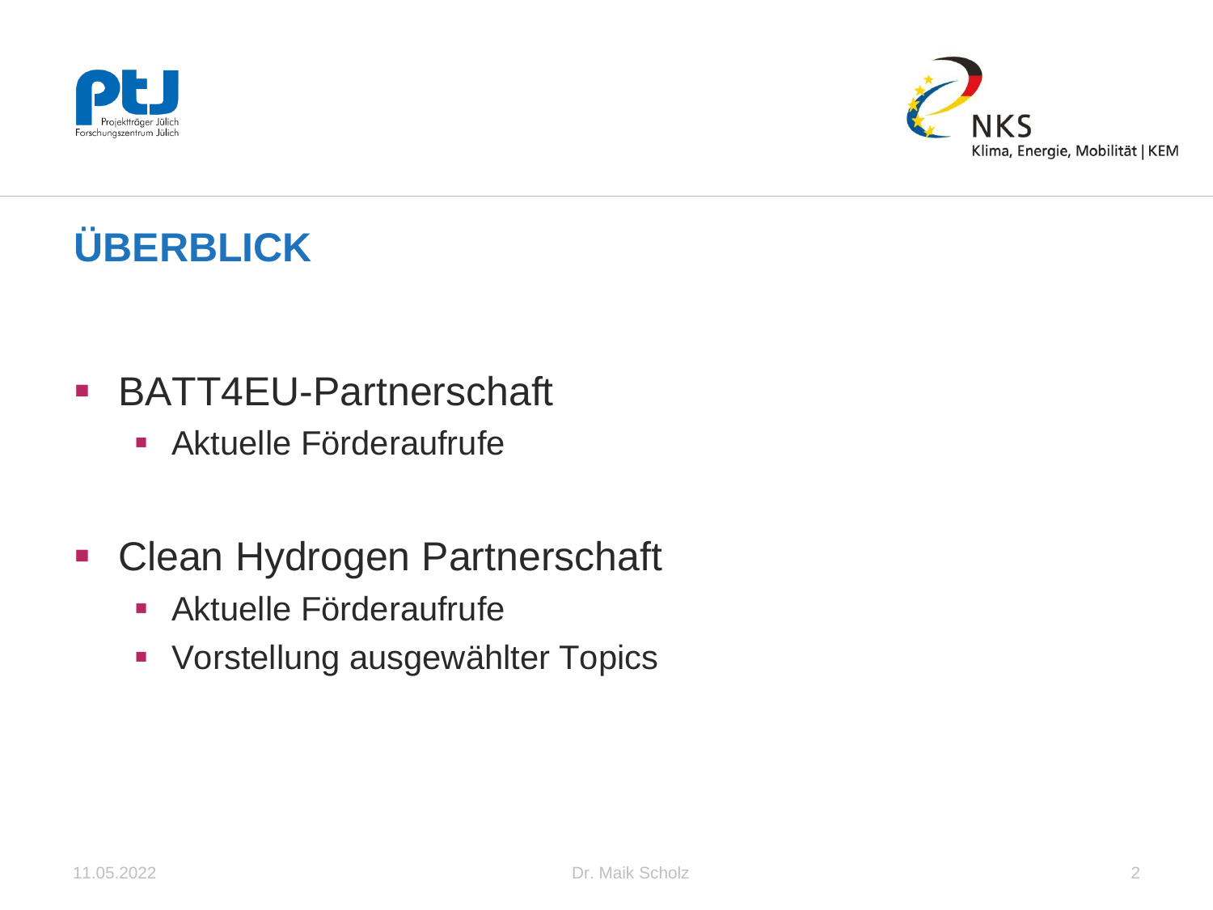# ÜBERBLICK

- BATT4EU-Partnerschaft
  - Aktuelle Förderaufrufe
- Clean Hydrogen Partnerschaft
  - Aktuelle Förderaufrufe
  - Vorstellung ausgewählter Topics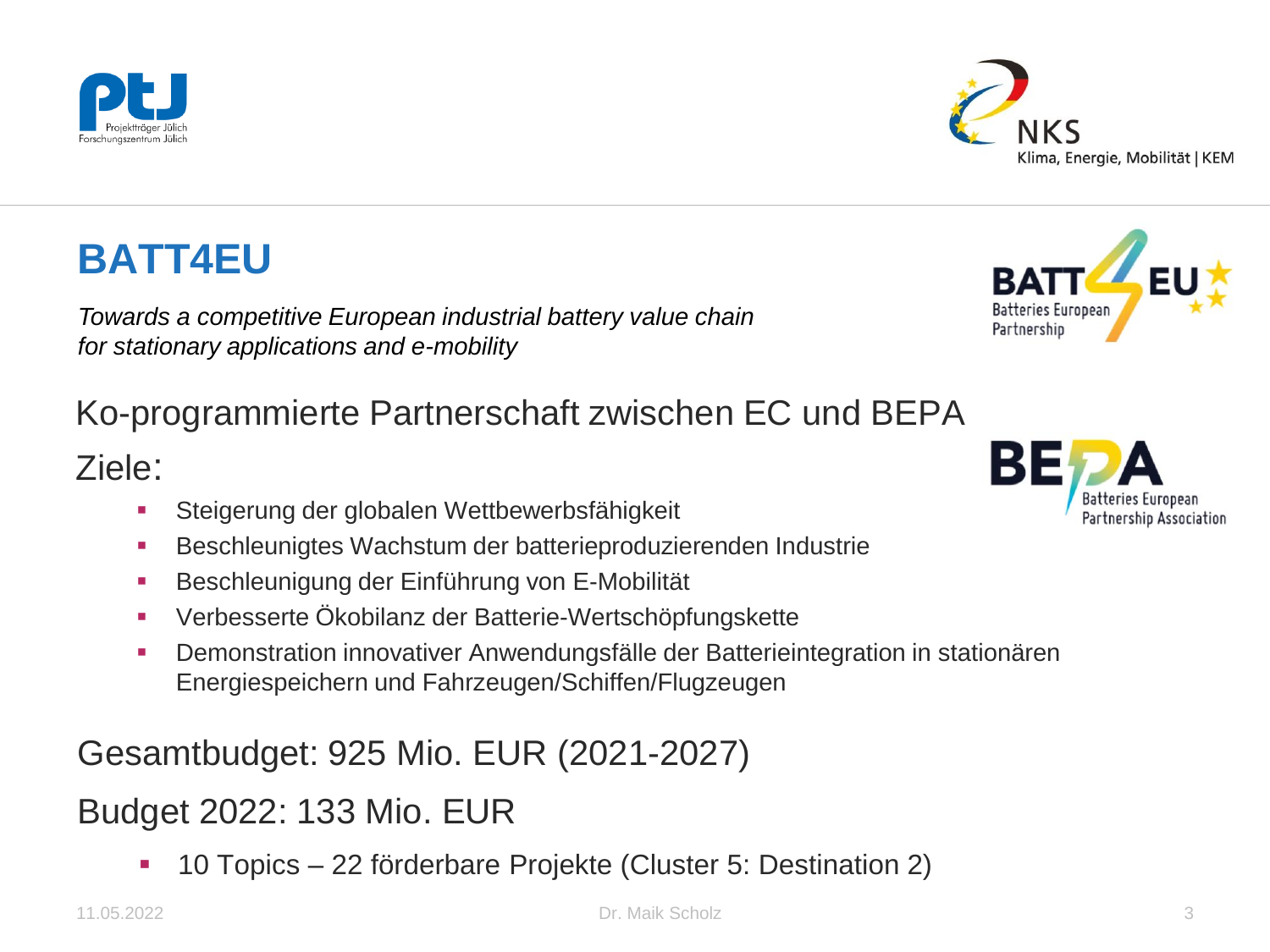# BATT4EU

*Towards a competitive European industrial battery value chain for stationary applications and e-mobility*

Ko-programmierte Partnerschaft zwischen EC und BEPA

Ziele:

- Steigerung der globalen Wettbewerbsfähigkeit
- Beschleunigtes Wachstum der batterieproduzierenden Industrie
- Beschleunigung der Einführung von E-Mobilität
- Verbesserte Ökobilanz der Batterie-Wertschöpfungskette
- Demonstration innovativer Anwendungsfälle der Batterieintegration in stationären Energiespeichern und Fahrzeugen/Schiffen/Flugzeugen

Gesamtbudget: 925 Mio. EUR (2021-2027)

Budget 2022: 133 Mio. EUR

- 10 Topics – 22 förderbare Projekte (Cluster 5: Destination 2)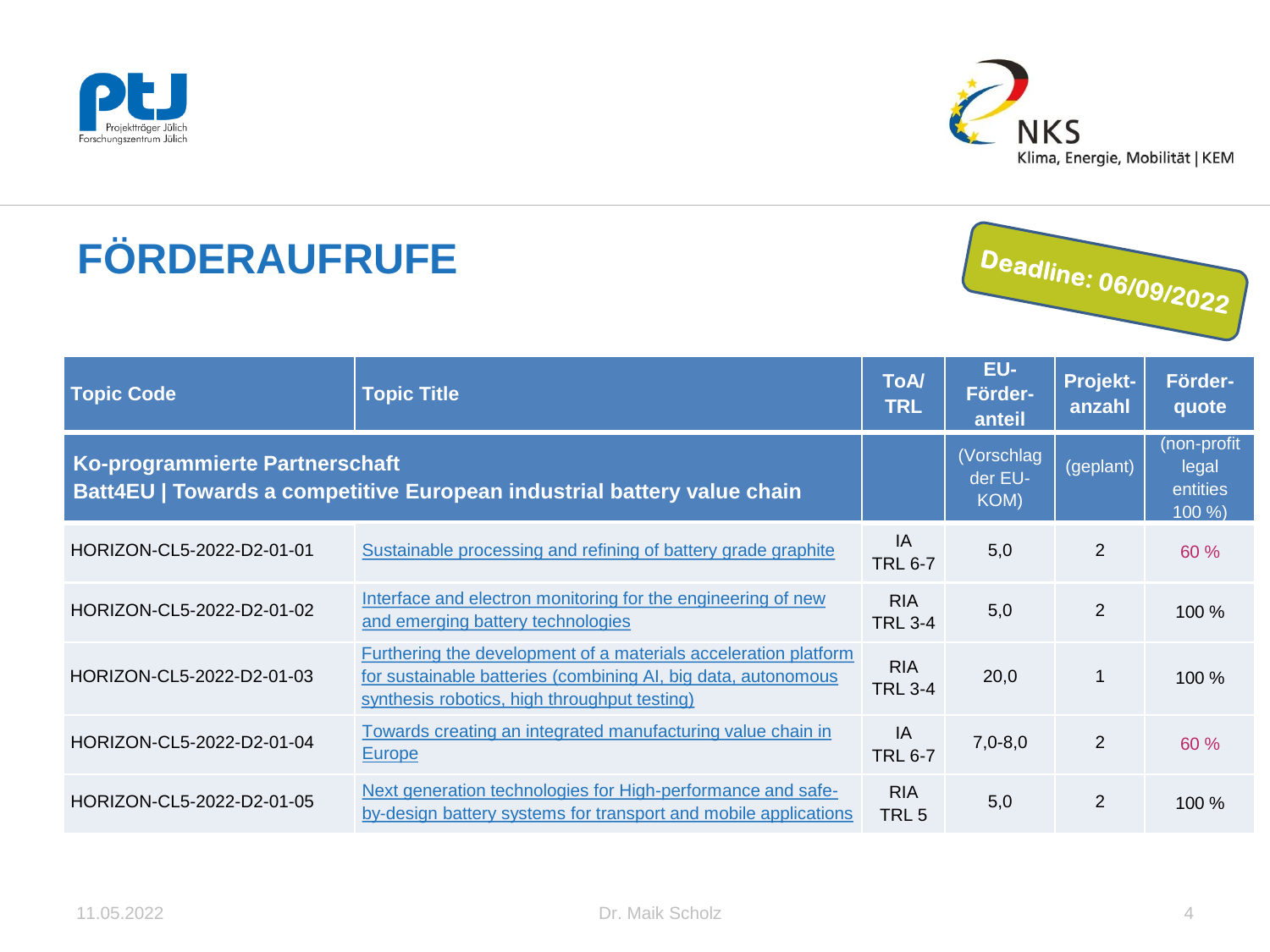# FÖRDERAUFRUFE

**Deadline: 06/09/2022**

| Topic Code | Topic Title | ToA/ TRL | EU-Förder-anteil | Projekt-anzahl | Förder-quote |
|---|---|---|---|---|---|
| **Ko-programmierte Partnerschaft Batt4EU \| Towards a competitive European industrial battery value chain** | | | (Vorschlag der EU-KOM) | (geplant) | (non-profit legal entities 100 %) |
| HORIZON-CL5-2022-D2-01-01 | Sustainable processing and refining of battery grade graphite | IA TRL 6-7 | 5,0 | 2 | 60 % |
| HORIZON-CL5-2022-D2-01-02 | Interface and electron monitoring for the engineering of new and emerging battery technologies | RIA TRL 3-4 | 5,0 | 2 | 100 % |
| HORIZON-CL5-2022-D2-01-03 | Furthering the development of a materials acceleration platform for sustainable batteries (combining AI, big data, autonomous synthesis robotics, high throughput testing) | RIA TRL 3-4 | 20,0 | 1 | 100 % |
| HORIZON-CL5-2022-D2-01-04 | Towards creating an integrated manufacturing value chain in Europe | IA TRL 6-7 | 7,0-8,0 | 2 | 60 % |
| HORIZON-CL5-2022-D2-01-05 | Next generation technologies for High-performance and safe-by-design battery systems for transport and mobile applications | RIA TRL 5 | 5,0 | 2 | 100 % |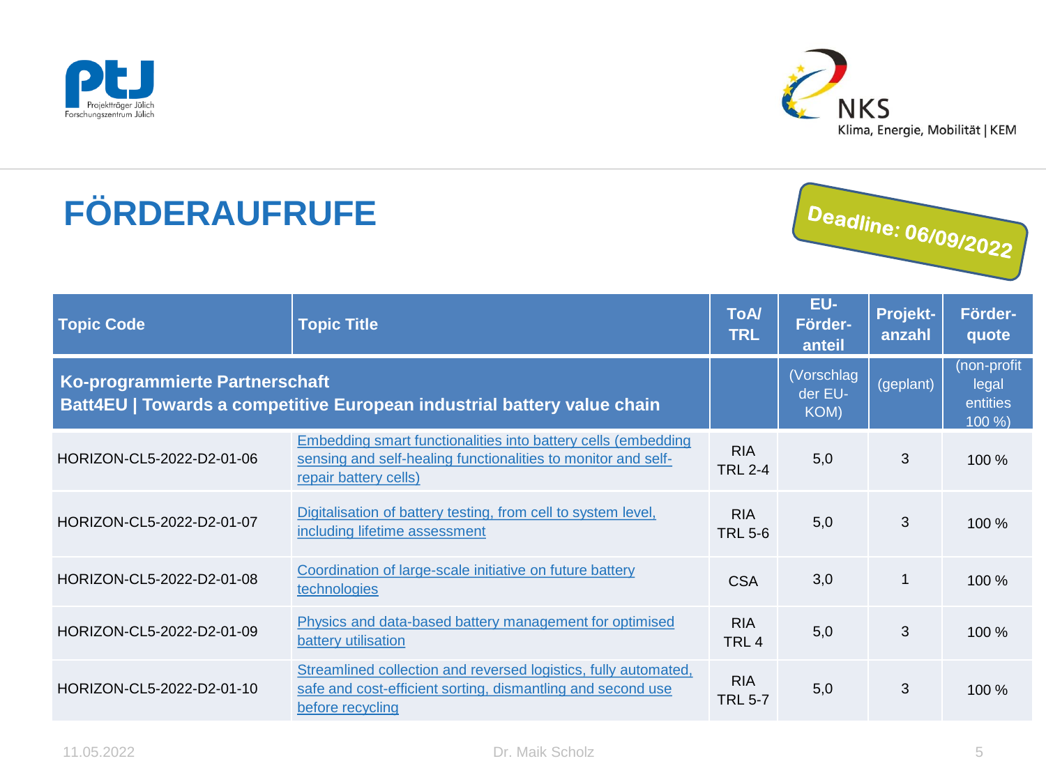# FÖRDERAUFRUFE

**Deadline: 06/09/2022**

| Topic Code | Topic Title | ToA/ TRL | EU-Förder-anteil | Projekt-anzahl | Förder-quote |
|---|---|---|---|---|---|
| **Ko-programmierte Partnerschaft**<br>**Batt4EU \| Towards a competitive European industrial battery value chain** | | | (Vorschlag der EU-KOM) | (geplant) | (non-profit legal entities 100 %) |
| HORIZON-CL5-2022-D2-01-06 | Embedding smart functionalities into battery cells (embedding sensing and self-healing functionalities to monitor and self-repair battery cells) | RIA TRL 2-4 | 5,0 | 3 | 100 % |
| HORIZON-CL5-2022-D2-01-07 | Digitalisation of battery testing, from cell to system level, including lifetime assessment | RIA TRL 5-6 | 5,0 | 3 | 100 % |
| HORIZON-CL5-2022-D2-01-08 | Coordination of large-scale initiative on future battery technologies | CSA | 3,0 | 1 | 100 % |
| HORIZON-CL5-2022-D2-01-09 | Physics and data-based battery management for optimised battery utilisation | RIA TRL 4 | 5,0 | 3 | 100 % |
| HORIZON-CL5-2022-D2-01-10 | Streamlined collection and reversed logistics, fully automated, safe and cost-efficient sorting, dismantling and second use before recycling | RIA TRL 5-7 | 5,0 | 3 | 100 % |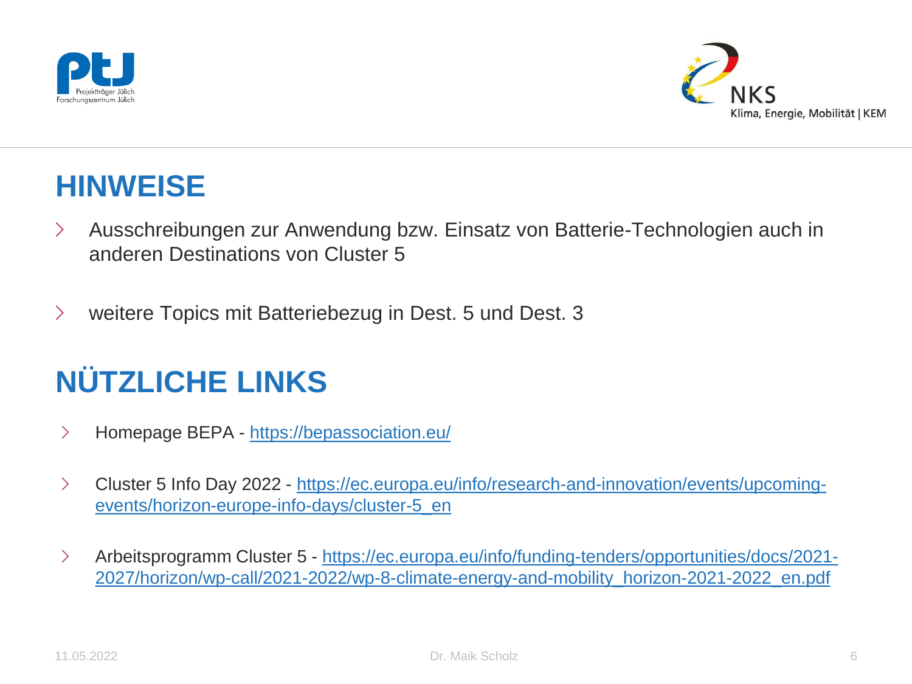## HINWEISE

- Ausschreibungen zur Anwendung bzw. Einsatz von Batterie-Technologien auch in anderen Destinations von Cluster 5
- weitere Topics mit Batteriebezug in Dest. 5 und Dest. 3

## NÜTZLICHE LINKS

- Homepage BEPA - https://bepassociation.eu/
- Cluster 5 Info Day 2022 - https://ec.europa.eu/info/research-and-innovation/events/upcoming-events/horizon-europe-info-days/cluster-5_en
- Arbeitsprogramm Cluster 5 - https://ec.europa.eu/info/funding-tenders/opportunities/docs/2021-2027/horizon/wp-call/2021-2022/wp-8-climate-energy-and-mobility_horizon-2021-2022_en.pdf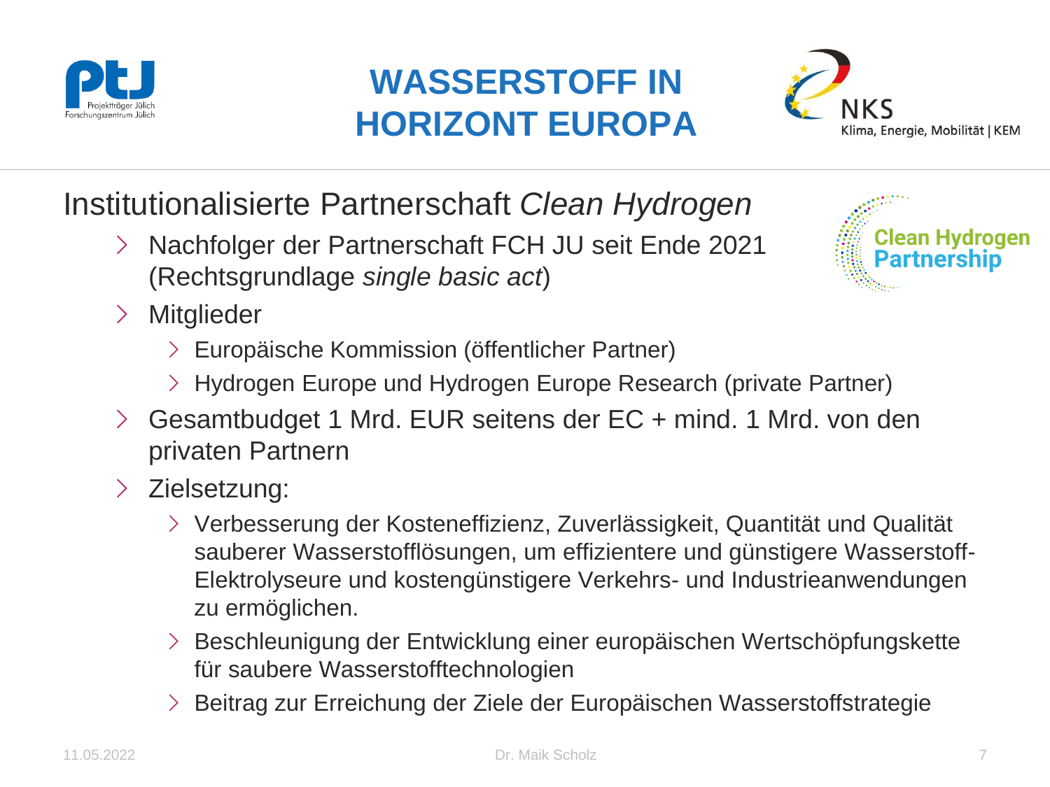# WASSERSTOFF IN HORIZONT EUROPA

## Institutionalisierte Partnerschaft *Clean Hydrogen*

- Nachfolger der Partnerschaft FCH JU seit Ende 2021 (Rechtsgrundlage *single basic act*)
- Mitglieder
  - Europäische Kommission (öffentlicher Partner)
  - Hydrogen Europe und Hydrogen Europe Research (private Partner)
- Gesamtbudget 1 Mrd. EUR seitens der EC + mind. 1 Mrd. von den privaten Partnern
- Zielsetzung:
  - Verbesserung der Kosteneffizienz, Zuverlässigkeit, Quantität und Qualität sauberer Wasserstofflösungen, um effizientere und günstigere Wasserstoff-Elektrolyseure und kostengünstigere Verkehrs- und Industrieanwendungen zu ermöglichen.
  - Beschleunigung der Entwicklung einer europäischen Wertschöpfungskette für saubere Wasserstofftechnologien
  - Beitrag zur Erreichung der Ziele der Europäischen Wasserstoffstrategie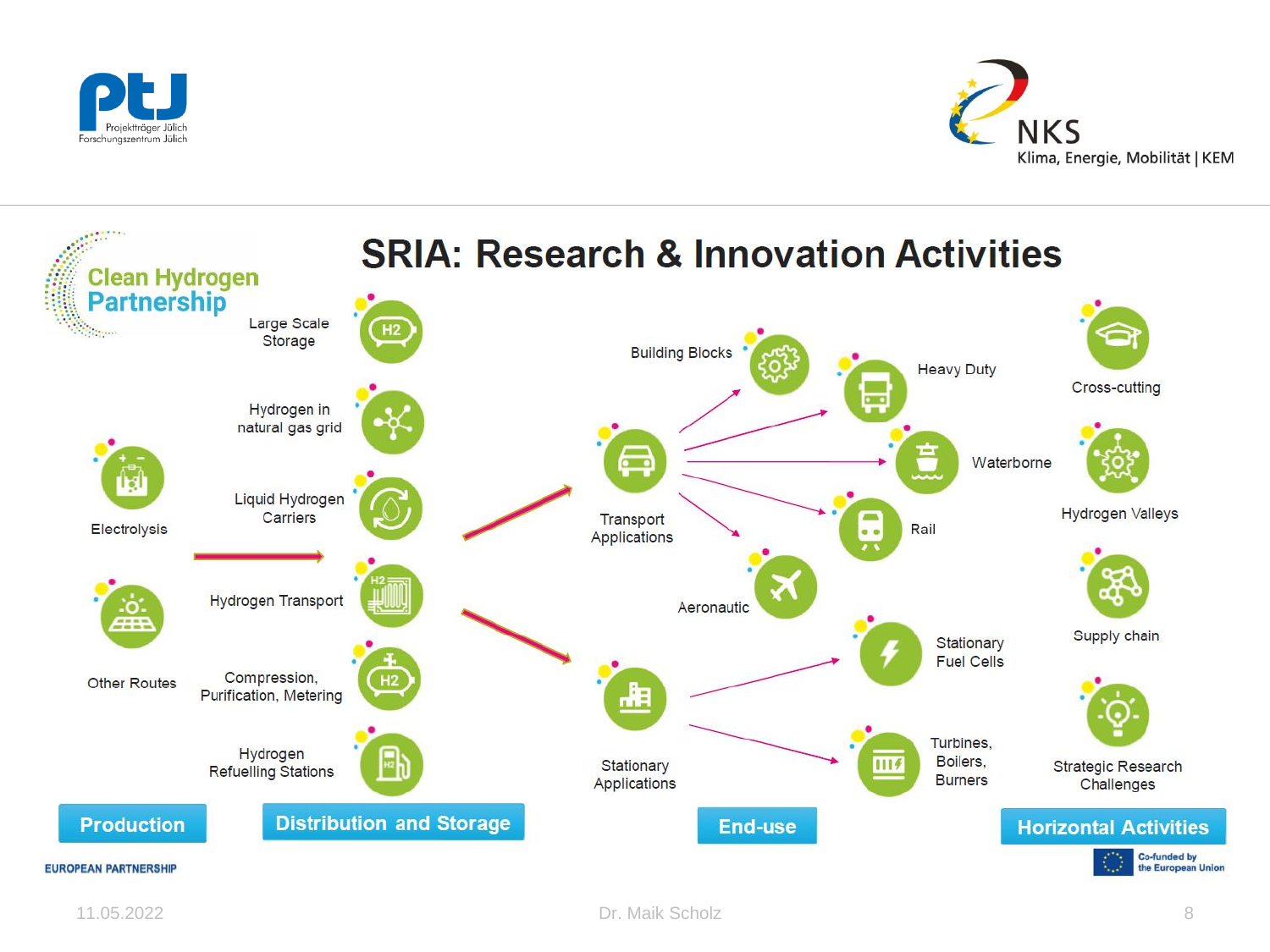# SRIA: Research & Innovation Activities

Clean Hydrogen Partnership

## Production

- Electrolysis
- Other Routes

## Distribution and Storage

- Large Scale Storage
- Hydrogen in natural gas grid
- Liquid Hydrogen Carriers
- Hydrogen Transport
- Compression, Purification, Metering
- Hydrogen Refuelling Stations

## End-use

- Transport Applications
  - Building Blocks
  - Heavy Duty
  - Waterborne
  - Rail
  - Aeronautic
- Stationary Applications
  - Stationary Fuel Cells
  - Turbines, Boilers, Burners

## Horizontal Activities

- Cross-cutting
- Hydrogen Valleys
- Supply chain
- Strategic Research Challenges

EUROPEAN PARTNERSHIP

Co-funded by the European Union

11.05.2022 Dr. Maik Scholz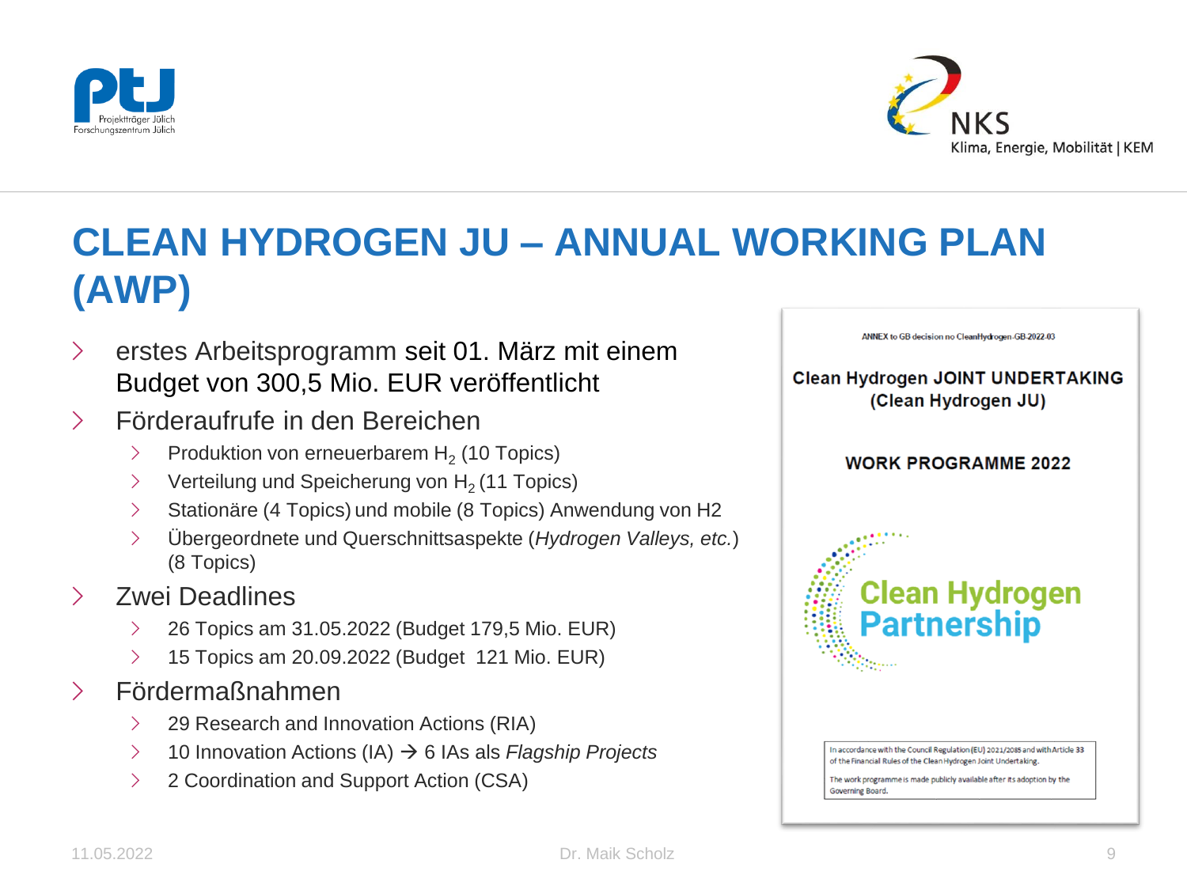# CLEAN HYDROGEN JU – ANNUAL WORKING PLAN (AWP)

- erstes Arbeitsprogramm seit 01. März mit einem Budget von 300,5 Mio. EUR veröffentlicht
- Förderaufrufe in den Bereichen
  - Produktion von erneuerbarem $H_2$ (10 Topics)
  - Verteilung und Speicherung von $H_2$ (11 Topics)
  - Stationäre (4 Topics) und mobile (8 Topics) Anwendung von H2
  - Übergeordnete und Querschnittsaspekte (*Hydrogen Valleys, etc.*) (8 Topics)
- Zwei Deadlines
  - 26 Topics am 31.05.2022 (Budget 179,5 Mio. EUR)
  - 15 Topics am 20.09.2022 (Budget 121 Mio. EUR)
- Fördermaßnahmen
  - 29 Research and Innovation Actions (RIA)
  - 10 Innovation Actions (IA) → 6 IAs als *Flagship Projects*
  - 2 Coordination and Support Action (CSA)

ANNEX to GB decision no CleanHydrogen-GB-2022-03

**Clean Hydrogen JOINT UNDERTAKING (Clean Hydrogen JU)**

**WORK PROGRAMME 2022**

Clean Hydrogen Partnership

In accordance with the Council Regulation (EU) 2021/2085 and with Article 33 of the Financial Rules of the Clean Hydrogen Joint Undertaking.

The work programme is made publicly available after its adoption by the Governing Board.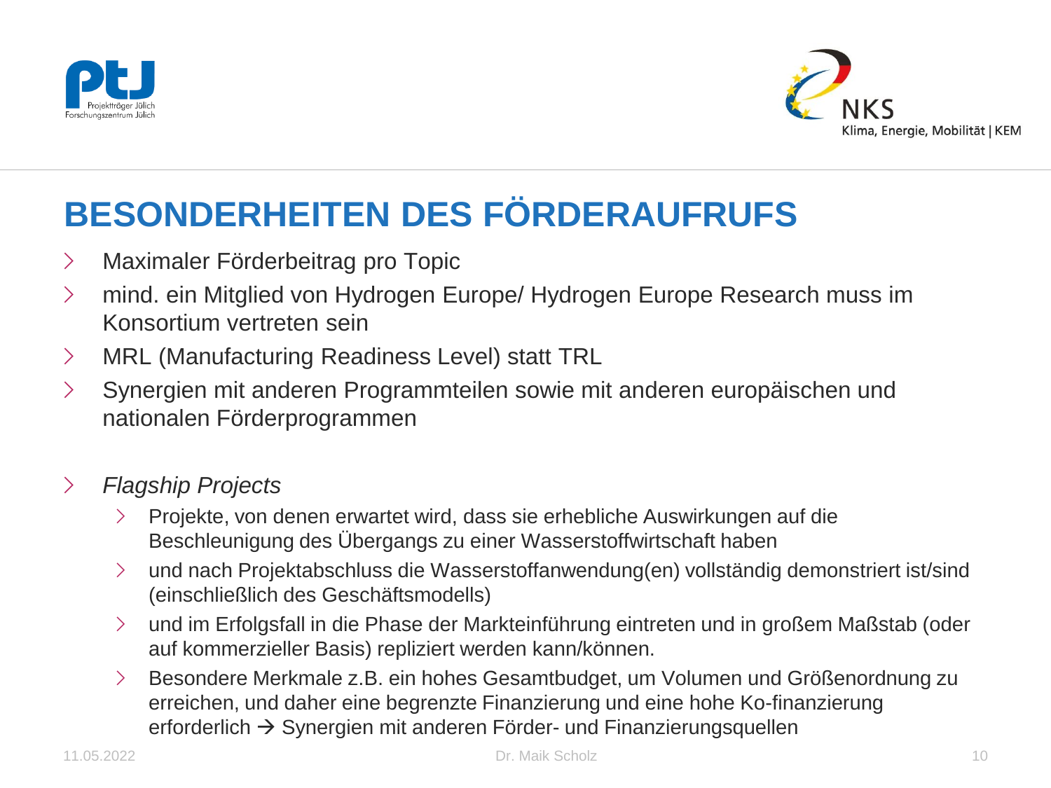# BESONDERHEITEN DES FÖRDERAUFRUFS

- Maximaler Förderbeitrag pro Topic
- mind. ein Mitglied von Hydrogen Europe/ Hydrogen Europe Research muss im Konsortium vertreten sein
- MRL (Manufacturing Readiness Level) statt TRL
- Synergien mit anderen Programmteilen sowie mit anderen europäischen und nationalen Förderprogrammen

- *Flagship Projects*
  - Projekte, von denen erwartet wird, dass sie erhebliche Auswirkungen auf die Beschleunigung des Übergangs zu einer Wasserstoffwirtschaft haben
  - und nach Projektabschluss die Wasserstoffanwendung(en) vollständig demonstriert ist/sind (einschließlich des Geschäftsmodells)
  - und im Erfolgsfall in die Phase der Markteinführung eintreten und in großem Maßstab (oder auf kommerzieller Basis) repliziert werden kann/können.
  - Besondere Merkmale z.B. ein hohes Gesamtbudget, um Volumen und Größenordnung zu erreichen, und daher eine begrenzte Finanzierung und eine hohe Ko-finanzierung erforderlich → Synergien mit anderen Förder- und Finanzierungsquellen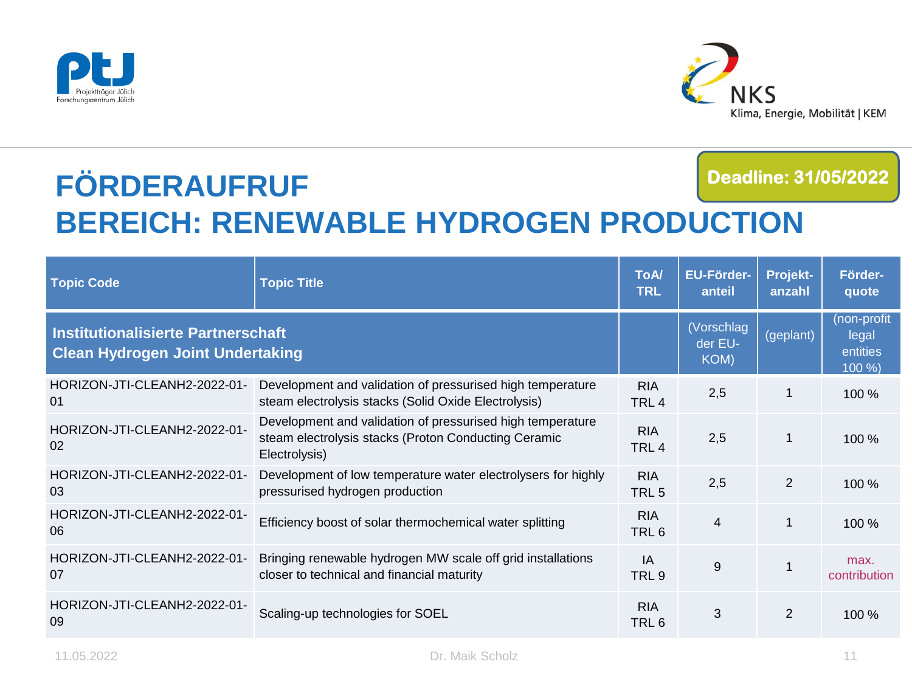# FÖRDERAUFRUF
# BEREICH: RENEWABLE HYDROGEN PRODUCTION

**Deadline: 31/05/2022**

| Topic Code | Topic Title | ToA/ TRL | EU-Förder-anteil | Projekt-anzahl | Förder-quote |
|---|---|---|---|---|---|
| **Institutionalisierte Partnerschaft Clean Hydrogen Joint Undertaking** | | | (Vorschlag der EU-KOM) | (geplant) | (non-profit legal entities 100 %) |
| HORIZON-JTI-CLEANH2-2022-01-01 | Development and validation of pressurised high temperature steam electrolysis stacks (Solid Oxide Electrolysis) | RIA TRL 4 | 2,5 | 1 | 100 % |
| HORIZON-JTI-CLEANH2-2022-01-02 | Development and validation of pressurised high temperature steam electrolysis stacks (Proton Conducting Ceramic Electrolysis) | RIA TRL 4 | 2,5 | 1 | 100 % |
| HORIZON-JTI-CLEANH2-2022-01-03 | Development of low temperature water electrolysers for highly pressurised hydrogen production | RIA TRL 5 | 2,5 | 2 | 100 % |
| HORIZON-JTI-CLEANH2-2022-01-06 | Efficiency boost of solar thermochemical water splitting | RIA TRL 6 | 4 | 1 | 100 % |
| HORIZON-JTI-CLEANH2-2022-01-07 | Bringing renewable hydrogen MW scale off grid installations closer to technical and financial maturity | IA TRL 9 | 9 | 1 | max. contribution |
| HORIZON-JTI-CLEANH2-2022-01-09 | Scaling-up technologies for SOEL | RIA TRL 6 | 3 | 2 | 100 % |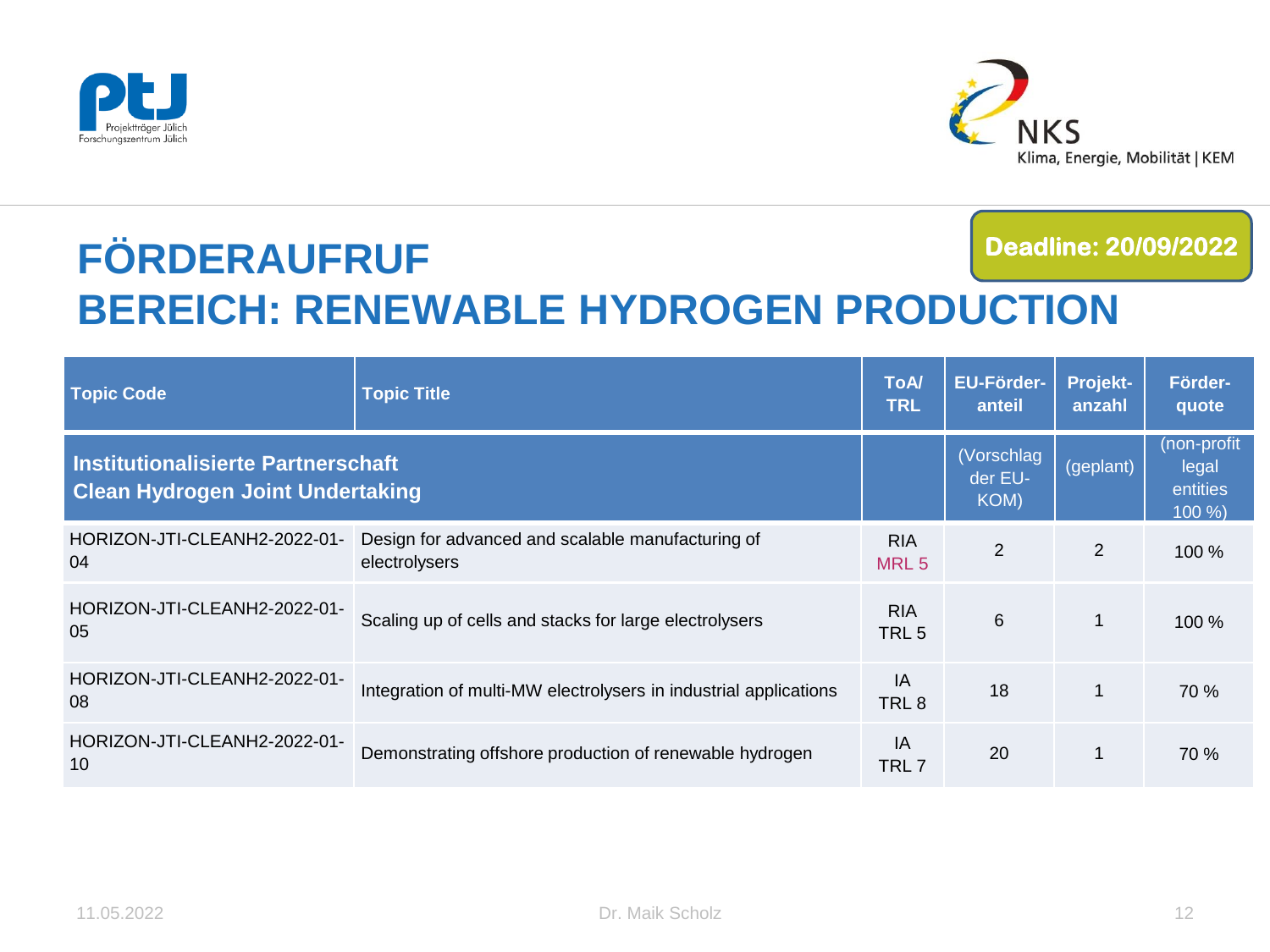**Deadline: 20/09/2022**

# FÖRDERAUFRUF
# BEREICH: RENEWABLE HYDROGEN PRODUCTION

| Topic Code | Topic Title | ToA/ TRL | EU-Förder-anteil | Projekt-anzahl | Förder-quote |
|---|---|---|---|---|---|
| **Institutionalisierte Partnerschaft Clean Hydrogen Joint Undertaking** | | | (Vorschlag der EU-KOM) | (geplant) | (non-profit legal entities 100 %) |
| HORIZON-JTI-CLEANH2-2022-01-04 | Design for advanced and scalable manufacturing of electrolysers | RIA MRL 5 | 2 | 2 | 100 % |
| HORIZON-JTI-CLEANH2-2022-01-05 | Scaling up of cells and stacks for large electrolysers | RIA TRL 5 | 6 | 1 | 100 % |
| HORIZON-JTI-CLEANH2-2022-01-08 | Integration of multi-MW electrolysers in industrial applications | IA TRL 8 | 18 | 1 | 70 % |
| HORIZON-JTI-CLEANH2-2022-01-10 | Demonstrating offshore production of renewable hydrogen | IA TRL 7 | 20 | 1 | 70 % |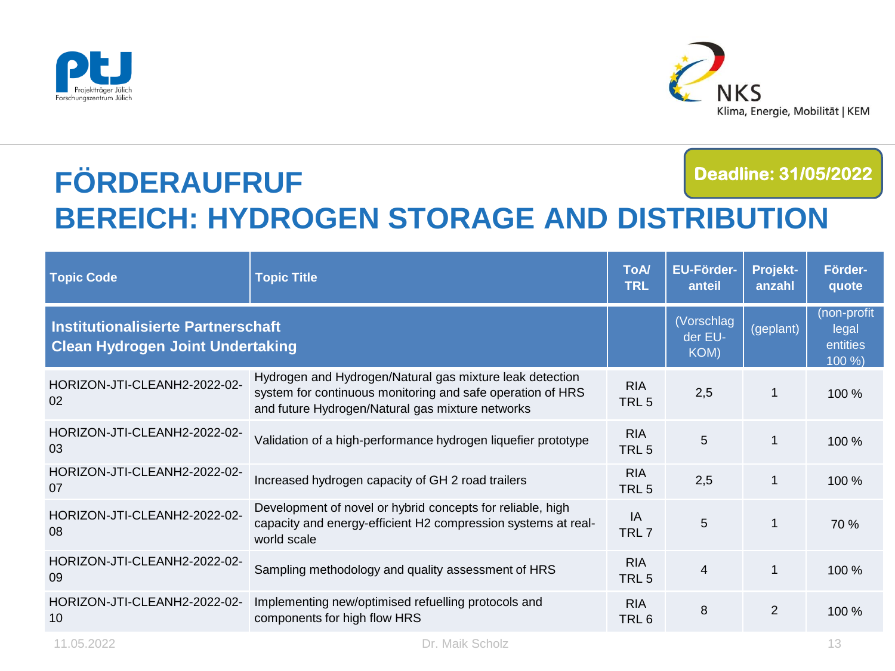# FÖRDERAUFRUF
# BEREICH: HYDROGEN STORAGE AND DISTRIBUTION

**Deadline: 31/05/2022**

| Topic Code | Topic Title | ToA/ TRL | EU-Förder-anteil | Projekt-anzahl | Förder-quote |
|---|---|---|---|---|---|
| **Institutionalisierte Partnerschaft Clean Hydrogen Joint Undertaking** | | | (Vorschlag der EU-KOM) | (geplant) | (non-profit legal entities 100 %) |
| HORIZON-JTI-CLEANH2-2022-02-02 | Hydrogen and Hydrogen/Natural gas mixture leak detection system for continuous monitoring and safe operation of HRS and future Hydrogen/Natural gas mixture networks | RIA TRL 5 | 2,5 | 1 | 100 % |
| HORIZON-JTI-CLEANH2-2022-02-03 | Validation of a high-performance hydrogen liquefier prototype | RIA TRL 5 | 5 | 1 | 100 % |
| HORIZON-JTI-CLEANH2-2022-02-07 | Increased hydrogen capacity of GH 2 road trailers | RIA TRL 5 | 2,5 | 1 | 100 % |
| HORIZON-JTI-CLEANH2-2022-02-08 | Development of novel or hybrid concepts for reliable, high capacity and energy-efficient H2 compression systems at real-world scale | IA TRL 7 | 5 | 1 | 70 % |
| HORIZON-JTI-CLEANH2-2022-02-09 | Sampling methodology and quality assessment of HRS | RIA TRL 5 | 4 | 1 | 100 % |
| HORIZON-JTI-CLEANH2-2022-02-10 | Implementing new/optimised refuelling protocols and components for high flow HRS | RIA TRL 6 | 8 | 2 | 100 % |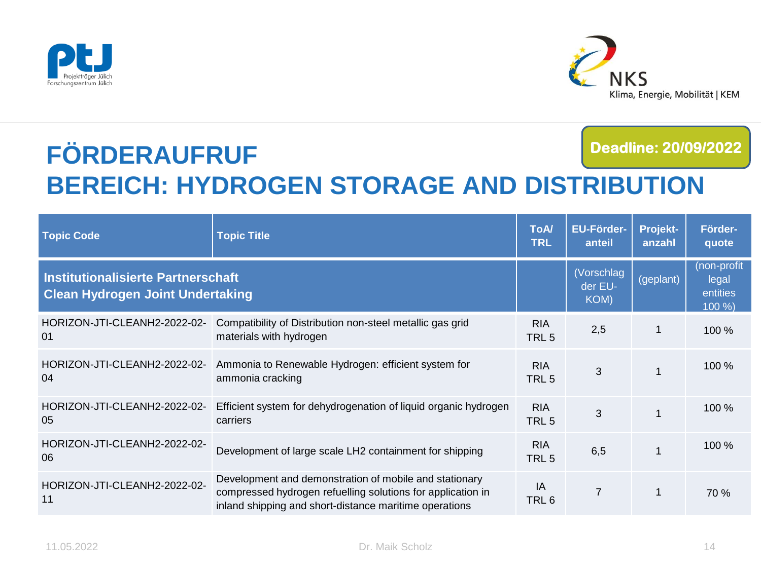# FÖRDERAUFRUF
# BEREICH: HYDROGEN STORAGE AND DISTRIBUTION

**Deadline: 20/09/2022**

| Topic Code | Topic Title | ToA/ TRL | EU-Förder-anteil | Projekt-anzahl | Förder-quote |
|---|---|---|---|---|---|
| **Institutionalisierte Partnerschaft Clean Hydrogen Joint Undertaking** | | | (Vorschlag der EU-KOM) | (geplant) | (non-profit legal entities 100 %) |
| HORIZON-JTI-CLEANH2-2022-02-01 | Compatibility of Distribution non-steel metallic gas grid materials with hydrogen | RIA TRL 5 | 2,5 | 1 | 100 % |
| HORIZON-JTI-CLEANH2-2022-02-04 | Ammonia to Renewable Hydrogen: efficient system for ammonia cracking | RIA TRL 5 | 3 | 1 | 100 % |
| HORIZON-JTI-CLEANH2-2022-02-05 | Efficient system for dehydrogenation of liquid organic hydrogen carriers | RIA TRL 5 | 3 | 1 | 100 % |
| HORIZON-JTI-CLEANH2-2022-02-06 | Development of large scale LH2 containment for shipping | RIA TRL 5 | 6,5 | 1 | 100 % |
| HORIZON-JTI-CLEANH2-2022-02-11 | Development and demonstration of mobile and stationary compressed hydrogen refuelling solutions for application in inland shipping and short-distance maritime operations | IA TRL 6 | 7 | 1 | 70 % |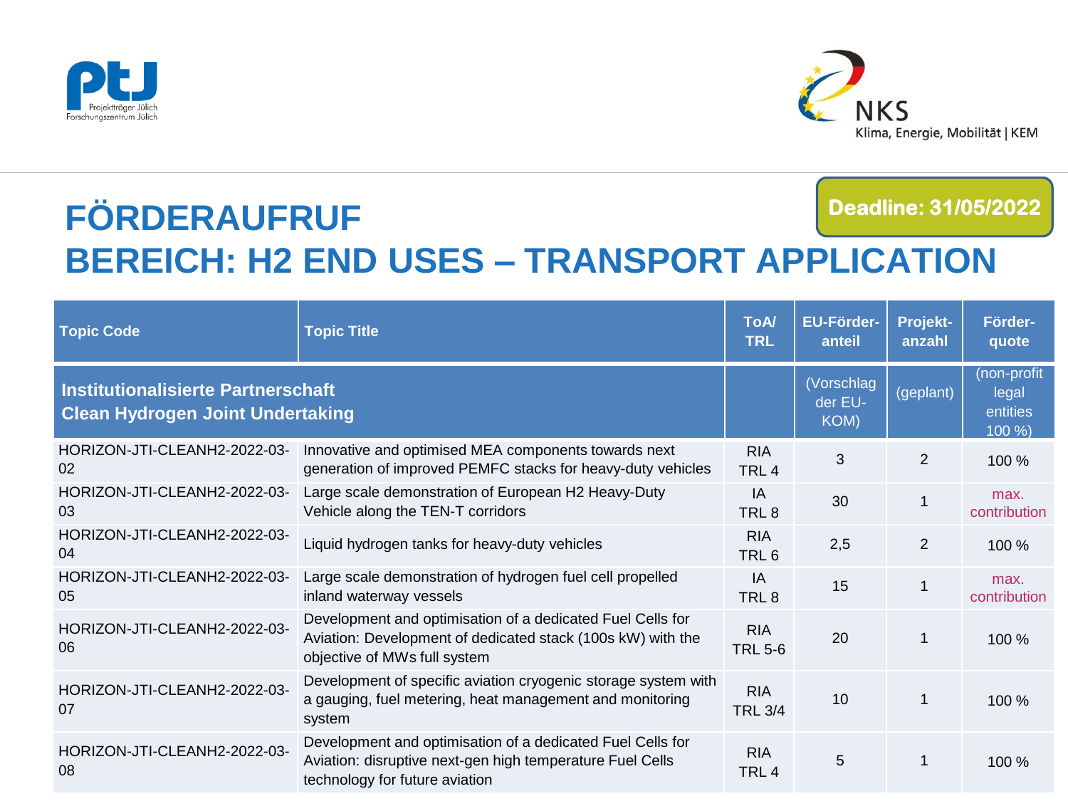**Deadline: 31/05/2022**

# FÖRDERAUFRUF
# BEREICH: H2 END USES – TRANSPORT APPLICATION

| Topic Code | Topic Title | ToA/ TRL | EU-Förder-anteil | Projekt-anzahl | Förder-quote |
|---|---|---|---|---|---|
| **Institutionalisierte Partnerschaft Clean Hydrogen Joint Undertaking** | | | (Vorschlag der EU-KOM) | (geplant) | (non-profit legal entities 100 %) |
| HORIZON-JTI-CLEANH2-2022-03-02 | Innovative and optimised MEA components towards next generation of improved PEMFC stacks for heavy-duty vehicles | RIA TRL 4 | 3 | 2 | 100 % |
| HORIZON-JTI-CLEANH2-2022-03-03 | Large scale demonstration of European H2 Heavy-Duty Vehicle along the TEN-T corridors | IA TRL 8 | 30 | 1 | max. contribution |
| HORIZON-JTI-CLEANH2-2022-03-04 | Liquid hydrogen tanks for heavy-duty vehicles | RIA TRL 6 | 2,5 | 2 | 100 % |
| HORIZON-JTI-CLEANH2-2022-03-05 | Large scale demonstration of hydrogen fuel cell propelled inland waterway vessels | IA TRL 8 | 15 | 1 | max. contribution |
| HORIZON-JTI-CLEANH2-2022-03-06 | Development and optimisation of a dedicated Fuel Cells for Aviation: Development of dedicated stack (100s kW) with the objective of MWs full system | RIA TRL 5-6 | 20 | 1 | 100 % |
| HORIZON-JTI-CLEANH2-2022-03-07 | Development of specific aviation cryogenic storage system with a gauging, fuel metering, heat management and monitoring system | RIA TRL 3/4 | 10 | 1 | 100 % |
| HORIZON-JTI-CLEANH2-2022-03-08 | Development and optimisation of a dedicated Fuel Cells for Aviation: disruptive next-gen high temperature Fuel Cells technology for future aviation | RIA TRL 4 | 5 | 1 | 100 % |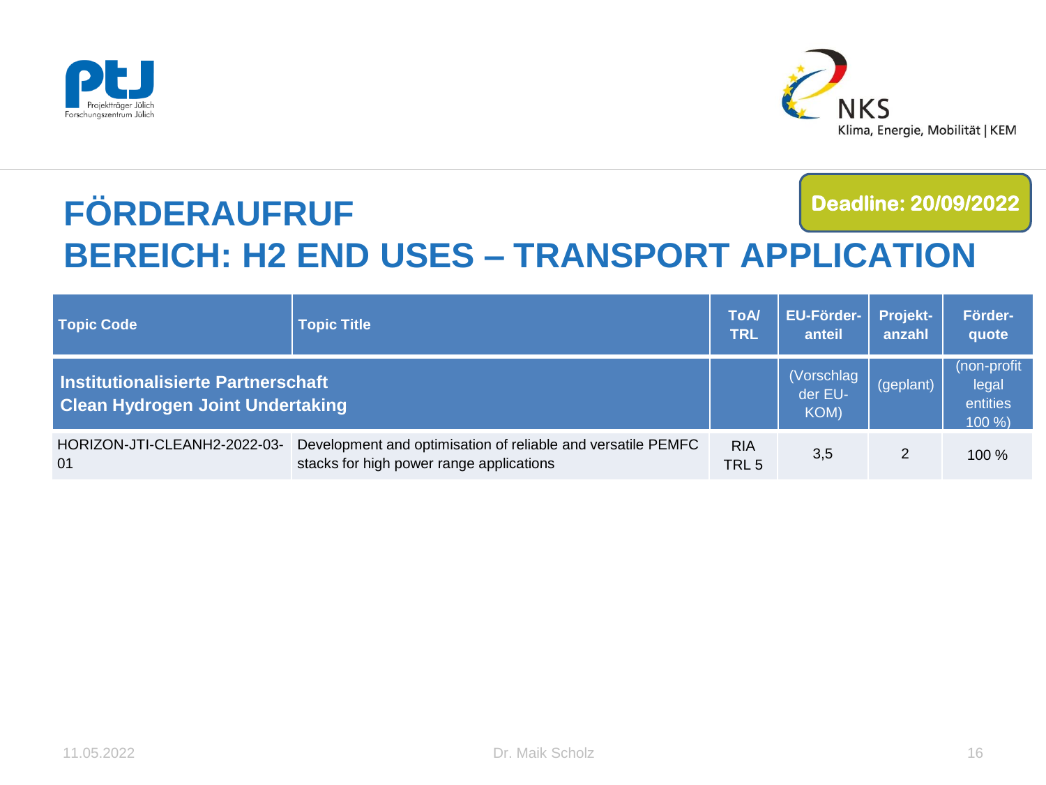Deadline: 20/09/2022

# FÖRDERAUFRUF
# BEREICH: H2 END USES – TRANSPORT APPLICATION

| Topic Code | Topic Title | ToA/ TRL | EU-Förder-anteil | Projekt-anzahl | Förder-quote |
|---|---|---|---|---|---|
| **Institutionalisierte Partnerschaft Clean Hydrogen Joint Undertaking** | | | (Vorschlag der EU-KOM) | (geplant) | (non-profit legal entities 100 %) |
| HORIZON-JTI-CLEANH2-2022-03-01 | Development and optimisation of reliable and versatile PEMFC stacks for high power range applications | RIA TRL 5 | 3,5 | 2 | 100 % |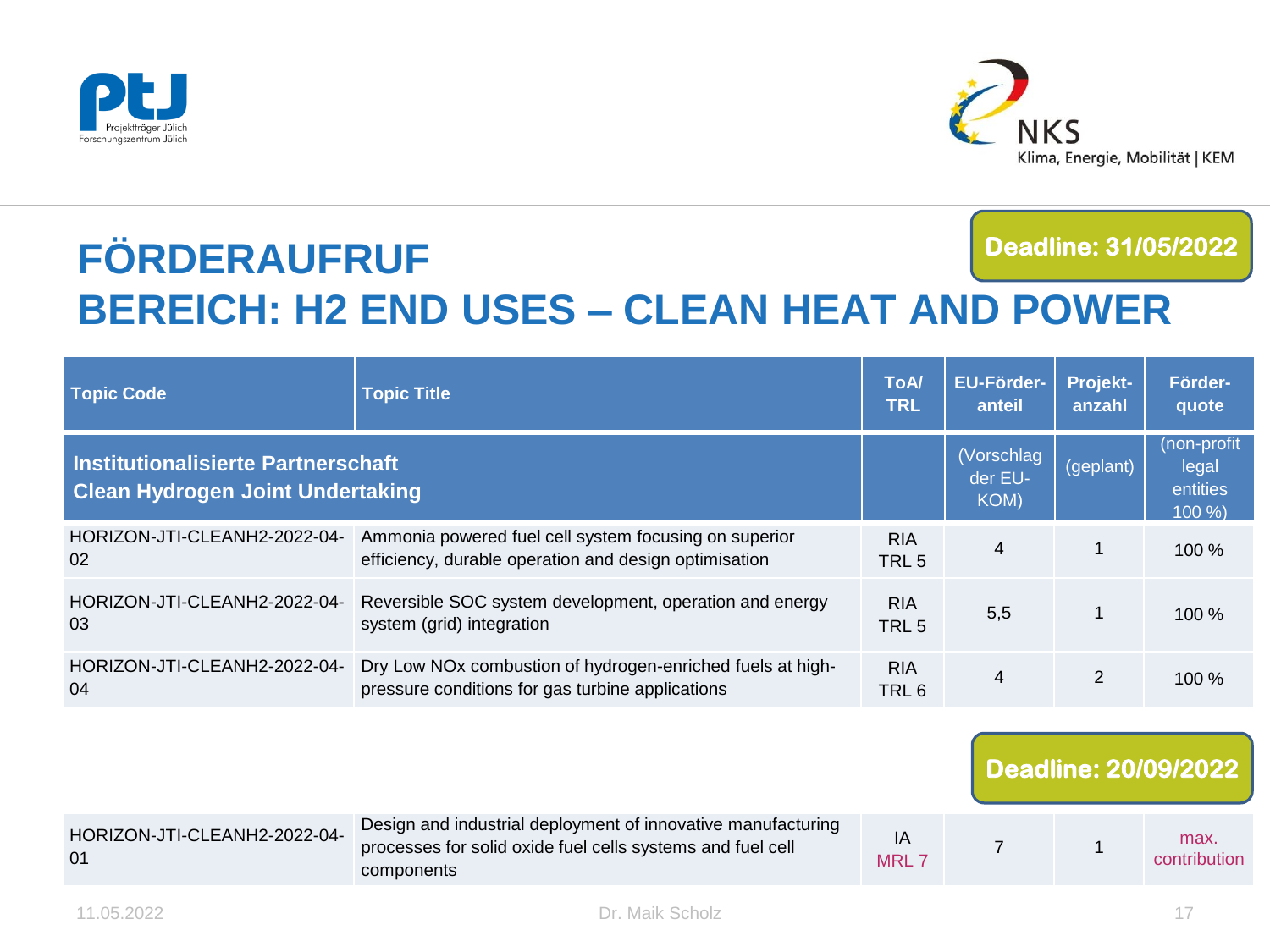**Deadline: 31/05/2022**

# FÖRDERAUFRUF
# BEREICH: H2 END USES – CLEAN HEAT AND POWER

| Topic Code | Topic Title | ToA/ TRL | EU-Förder-anteil | Projekt-anzahl | Förder-quote |
|---|---|---|---|---|---|
| **Institutionalisierte Partnerschaft Clean Hydrogen Joint Undertaking** | | | (Vorschlag der EU-KOM) | (geplant) | (non-profit legal entities 100 %) |
| HORIZON-JTI-CLEANH2-2022-04-02 | Ammonia powered fuel cell system focusing on superior efficiency, durable operation and design optimisation | RIA TRL 5 | 4 | 1 | 100 % |
| HORIZON-JTI-CLEANH2-2022-04-03 | Reversible SOC system development, operation and energy system (grid) integration | RIA TRL 5 | 5,5 | 1 | 100 % |
| HORIZON-JTI-CLEANH2-2022-04-04 | Dry Low NOx combustion of hydrogen-enriched fuels at high-pressure conditions for gas turbine applications | RIA TRL 6 | 4 | 2 | 100 % |

**Deadline: 20/09/2022**

| Topic Code | Topic Title | ToA/ TRL | EU-Förder-anteil | Projekt-anzahl | Förder-quote |
|---|---|---|---|---|---|
| HORIZON-JTI-CLEANH2-2022-04-01 | Design and industrial deployment of innovative manufacturing processes for solid oxide fuel cells systems and fuel cell components | IA MRL 7 | 7 | 1 | max. contribution |

11.05.2022 Dr. Maik Scholz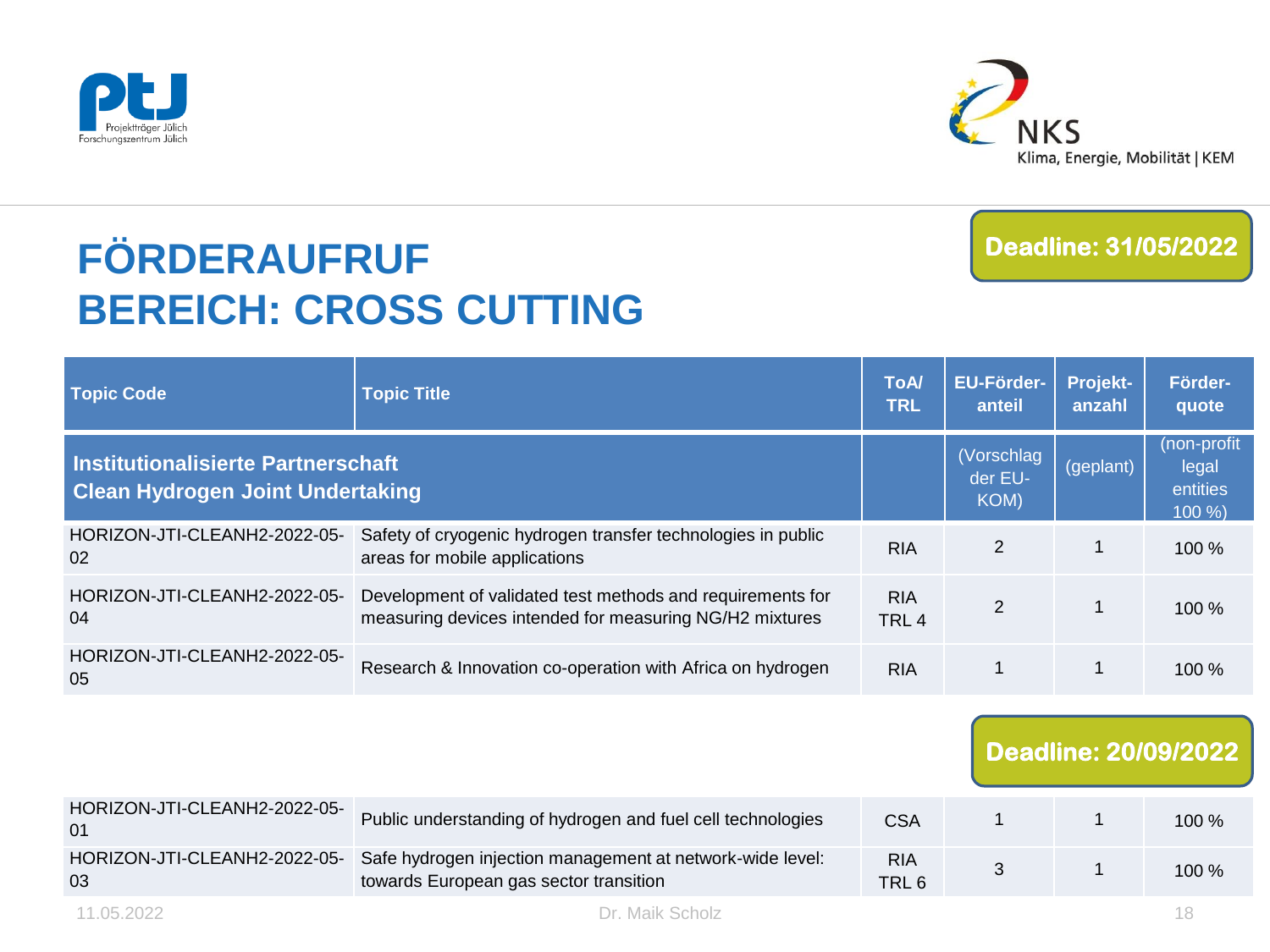# FÖRDERAUFRUF
# BEREICH: CROSS CUTTING

**Deadline: 31/05/2022**

| Topic Code | Topic Title | ToA/ TRL | EU-Förder-anteil | Projekt-anzahl | Förder-quote |
|---|---|---|---|---|---|
| **Institutionalisierte Partnerschaft Clean Hydrogen Joint Undertaking** | | | (Vorschlag der EU-KOM) | (geplant) | (non-profit legal entities 100 %) |
| HORIZON-JTI-CLEANH2-2022-05-02 | Safety of cryogenic hydrogen transfer technologies in public areas for mobile applications | RIA | 2 | 1 | 100 % |
| HORIZON-JTI-CLEANH2-2022-05-04 | Development of validated test methods and requirements for measuring devices intended for measuring NG/H2 mixtures | RIA TRL 4 | 2 | 1 | 100 % |
| HORIZON-JTI-CLEANH2-2022-05-05 | Research & Innovation co-operation with Africa on hydrogen | RIA | 1 | 1 | 100 % |
| **Deadline: 20/09/2022** | | | | | |
| HORIZON-JTI-CLEANH2-2022-05-01 | Public understanding of hydrogen and fuel cell technologies | CSA | 1 | 1 | 100 % |
| HORIZON-JTI-CLEANH2-2022-05-03 | Safe hydrogen injection management at network-wide level: towards European gas sector transition | RIA TRL 6 | 3 | 1 | 100 % |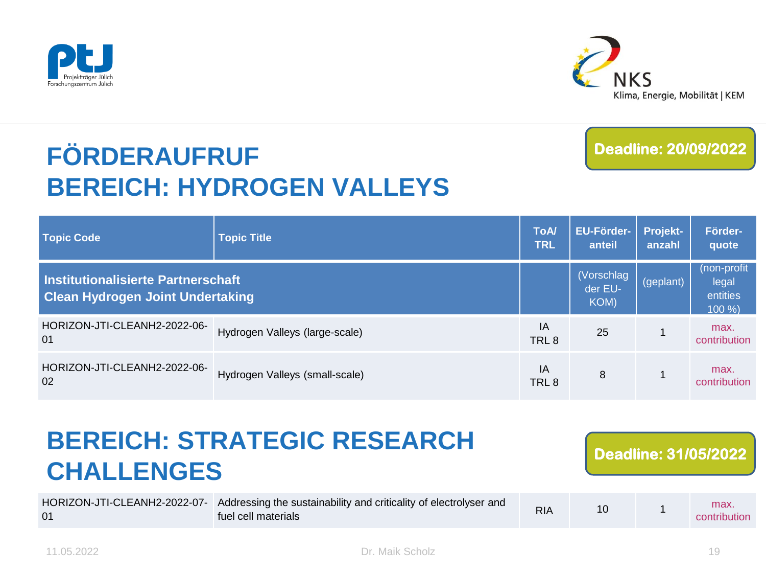# FÖRDERAUFRUF
# BEREICH: HYDROGEN VALLEYS

**Deadline: 20/09/2022**

| Topic Code | Topic Title | ToA/ TRL | EU-Förder-anteil | Projekt-anzahl | Förder-quote |
|---|---|---|---|---|---|
| **Institutionalisierte Partnerschaft Clean Hydrogen Joint Undertaking** | | | (Vorschlag der EU-KOM) | (geplant) | (non-profit legal entities 100 %) |
| HORIZON-JTI-CLEANH2-2022-06-01 | Hydrogen Valleys (large-scale) | IA TRL 8 | 25 | 1 | max. contribution |
| HORIZON-JTI-CLEANH2-2022-06-02 | Hydrogen Valleys (small-scale) | IA TRL 8 | 8 | 1 | max. contribution |

# BEREICH: STRATEGIC RESEARCH CHALLENGES

**Deadline: 31/05/2022**

| Topic Code | Topic Title | ToA/ TRL | EU-Förder-anteil | Projekt-anzahl | Förder-quote |
|---|---|---|---|---|---|
| HORIZON-JTI-CLEANH2-2022-07-01 | Addressing the sustainability and criticality of electrolyser and fuel cell materials | RIA | 10 | 1 | max. contribution |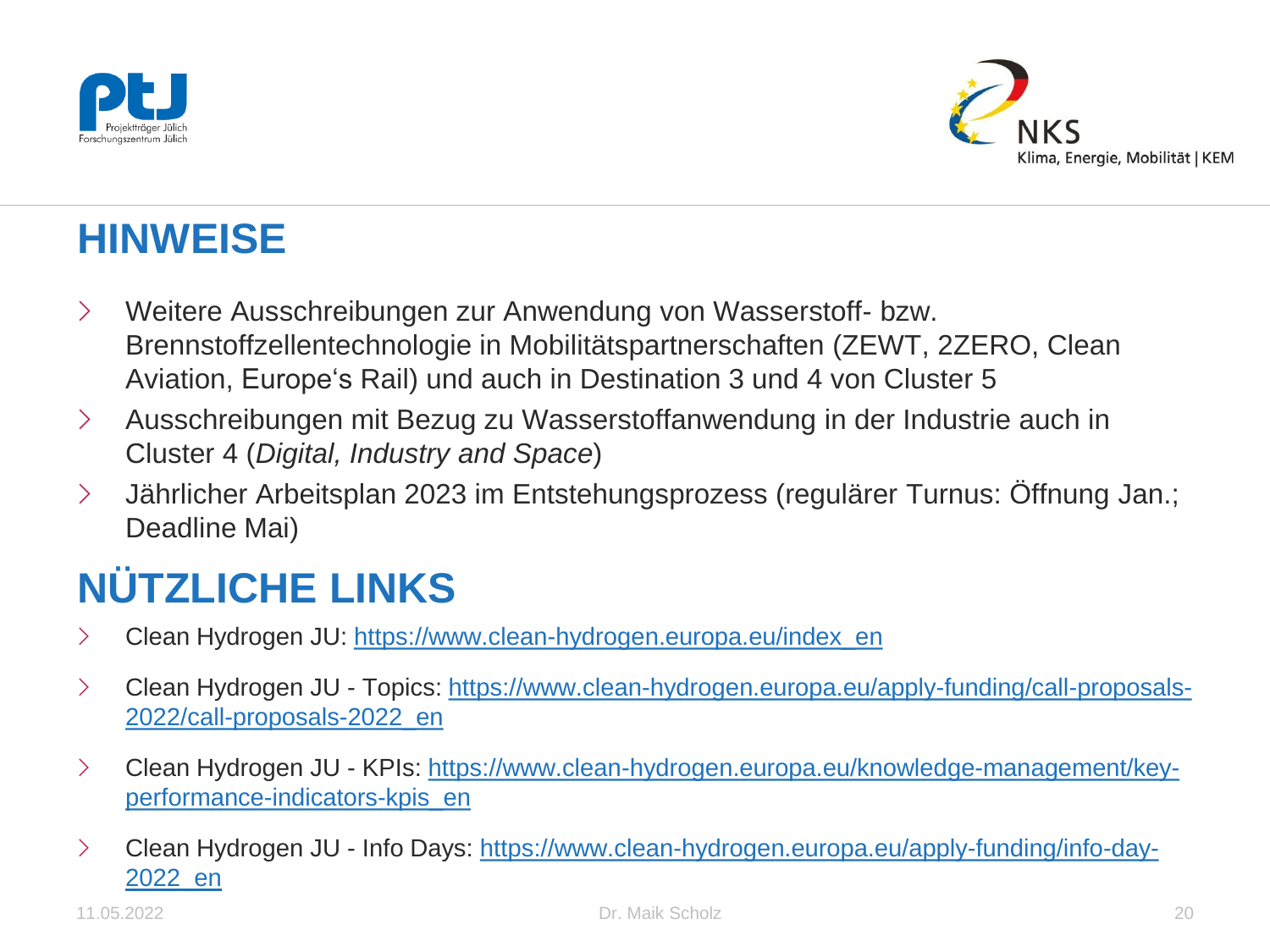## HINWEISE

- Weitere Ausschreibungen zur Anwendung von Wasserstoff- bzw. Brennstoffzellentechnologie in Mobilitätspartnerschaften (ZEWT, 2ZERO, Clean Aviation, Europe‘s Rail) und auch in Destination 3 und 4 von Cluster 5
- Ausschreibungen mit Bezug zu Wasserstoffanwendung in der Industrie auch in Cluster 4 (*Digital, Industry and Space*)
- Jährlicher Arbeitsplan 2023 im Entstehungsprozess (regulärer Turnus: Öffnung Jan.; Deadline Mai)

## NÜTZLICHE LINKS

- Clean Hydrogen JU: https://www.clean-hydrogen.europa.eu/index_en
- Clean Hydrogen JU - Topics: https://www.clean-hydrogen.europa.eu/apply-funding/call-proposals-2022/call-proposals-2022_en
- Clean Hydrogen JU - KPIs: https://www.clean-hydrogen.europa.eu/knowledge-management/key-performance-indicators-kpis_en
- Clean Hydrogen JU - Info Days: https://www.clean-hydrogen.europa.eu/apply-funding/info-day-2022_en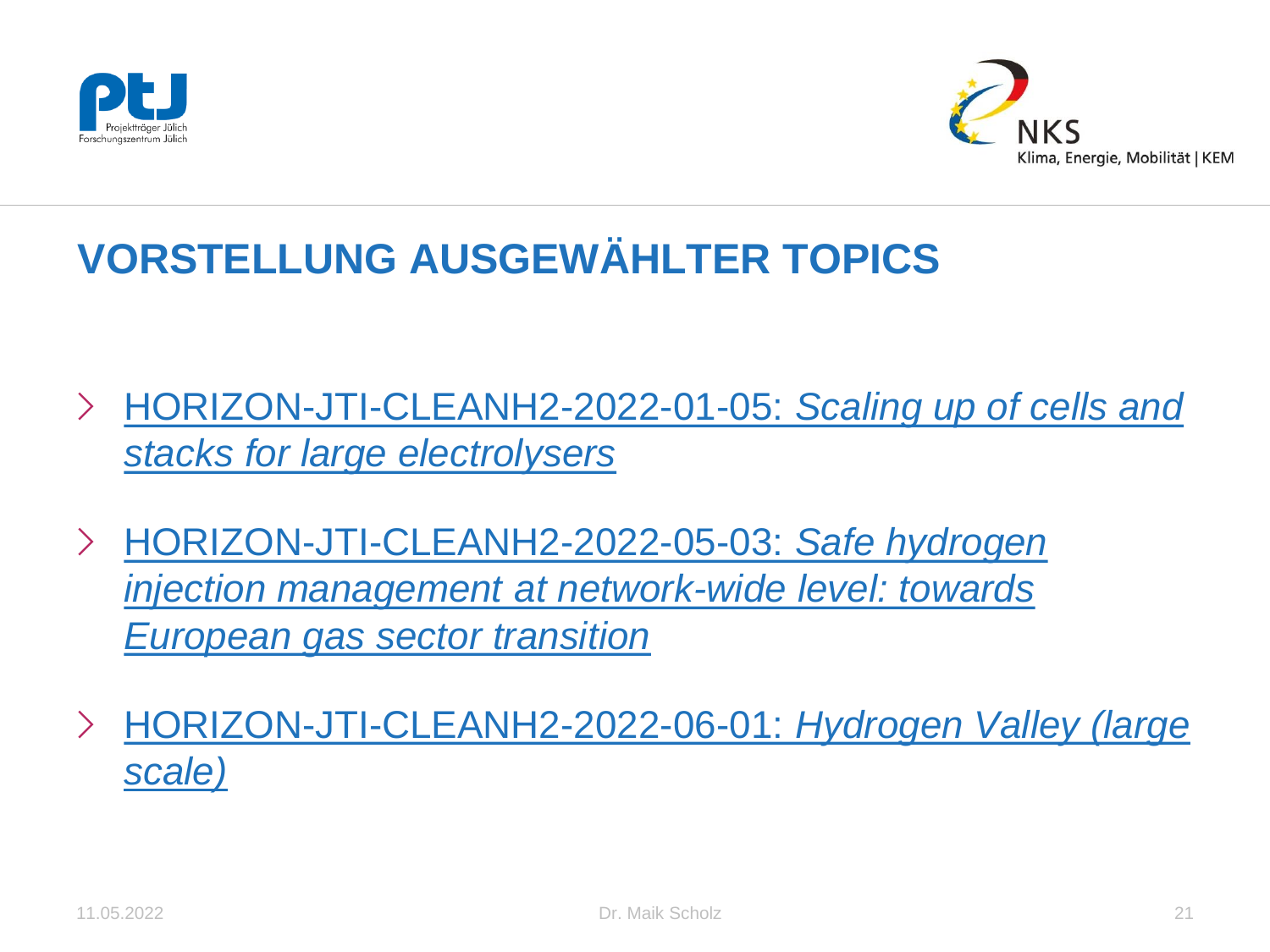# VORSTELLUNG AUSGEWÄHLTER TOPICS

- HORIZON-JTI-CLEANH2-2022-01-05: *Scaling up of cells and stacks for large electrolysers*
- HORIZON-JTI-CLEANH2-2022-05-03: *Safe hydrogen injection management at network-wide level: towards European gas sector transition*
- HORIZON-JTI-CLEANH2-2022-06-01: *Hydrogen Valley (large scale)*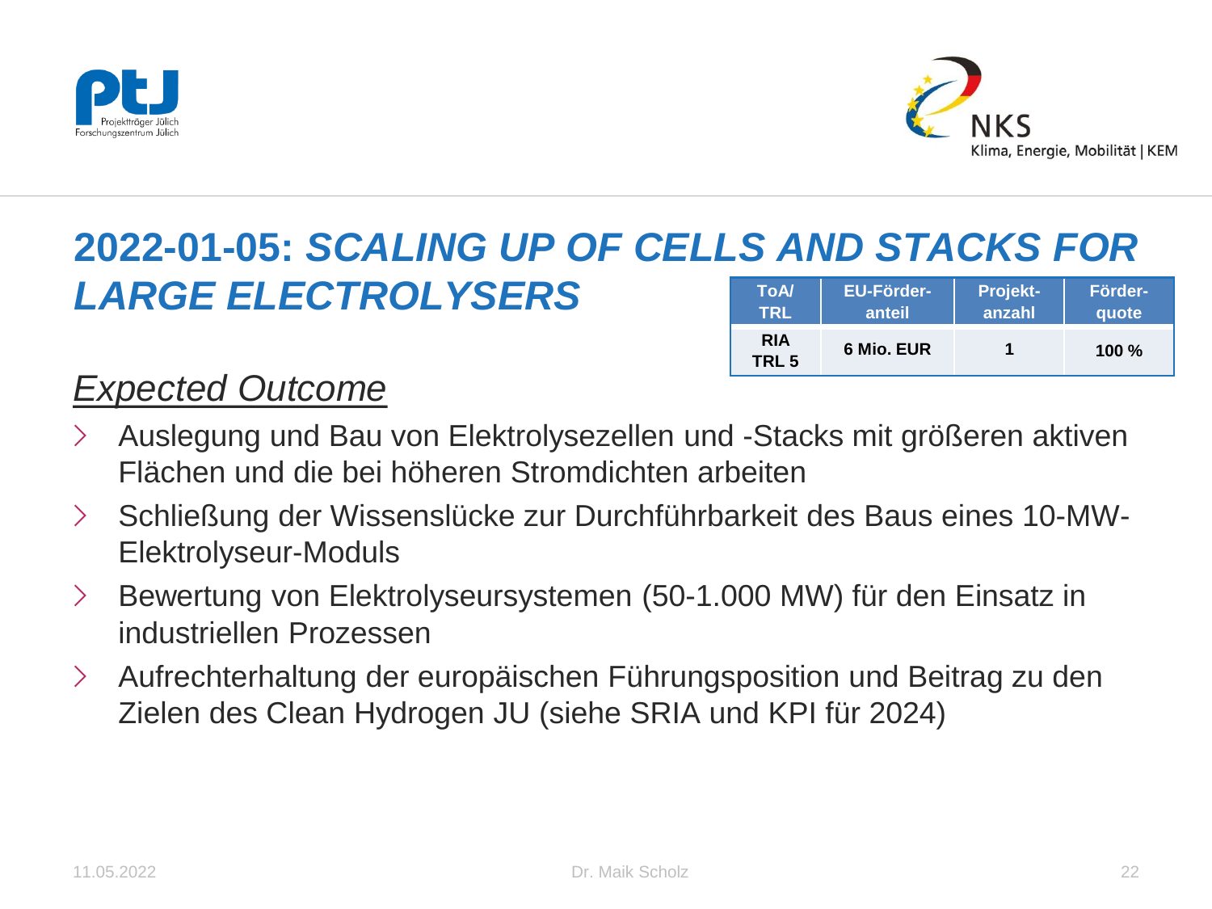## 2022-01-05: *SCALING UP OF CELLS AND STACKS FOR LARGE ELECTROLYSERS*

| ToA/ TRL | EU-Förder-anteil | Projekt-anzahl | Förder-quote |
|---|---|---|---|
| RIA TRL 5 | 6 Mio. EUR | 1 | 100 % |

### *Expected Outcome*

- Auslegung und Bau von Elektrolysezellen und -Stacks mit größeren aktiven Flächen und die bei höheren Stromdichten arbeiten
- Schließung der Wissenslücke zur Durchführbarkeit des Baus eines 10-MW-Elektrolyseur-Moduls
- Bewertung von Elektrolyseursystemen (50-1.000 MW) für den Einsatz in industriellen Prozessen
- Aufrechterhaltung der europäischen Führungsposition und Beitrag zu den Zielen des Clean Hydrogen JU (siehe SRIA und KPI für 2024)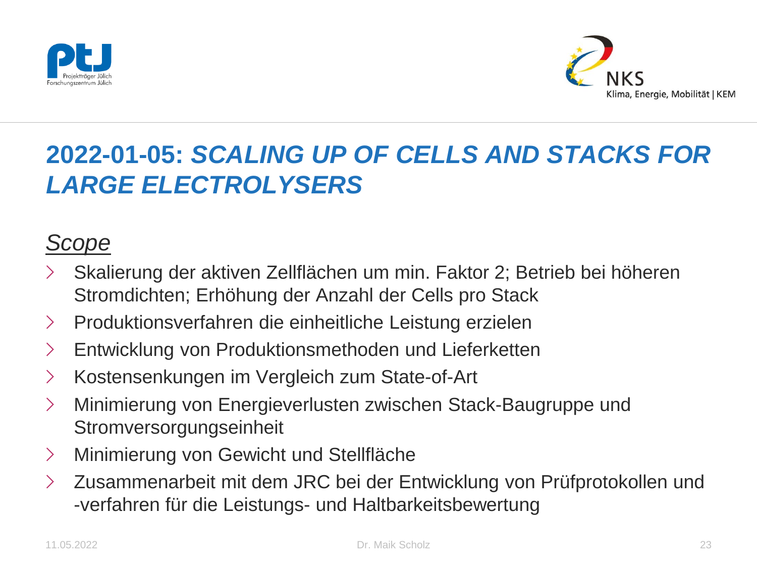# 2022-01-05: *SCALING UP OF CELLS AND STACKS FOR LARGE ELECTROLYSERS*

## *Scope*

- Skalierung der aktiven Zellflächen um min. Faktor 2; Betrieb bei höheren Stromdichten; Erhöhung der Anzahl der Cells pro Stack
- Produktionsverfahren die einheitliche Leistung erzielen
- Entwicklung von Produktionsmethoden und Lieferketten
- Kostensenkungen im Vergleich zum State-of-Art
- Minimierung von Energieverlusten zwischen Stack-Baugruppe und Stromversorgungseinheit
- Minimierung von Gewicht und Stellfläche
- Zusammenarbeit mit dem JRC bei der Entwicklung von Prüfprotokollen und -verfahren für die Leistungs- und Haltbarkeitsbewertung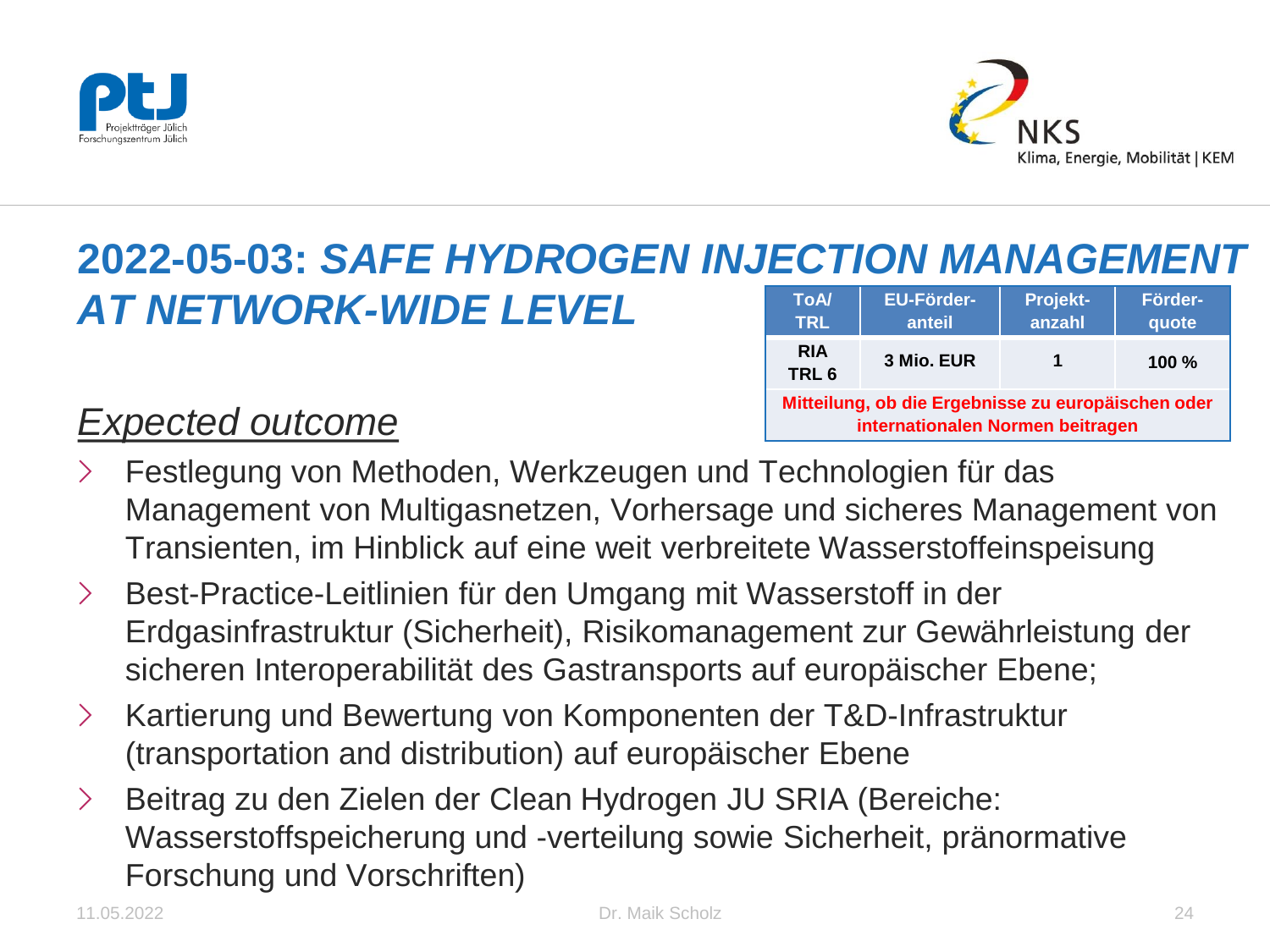# 2022-05-03: *SAFE HYDROGEN INJECTION MANAGEMENT AT NETWORK-WIDE LEVEL*

| ToA/ TRL | EU-Förder-anteil | Projekt-anzahl | Förder-quote |
|---|---|---|---|
| RIA TRL 6 | 3 Mio. EUR | 1 | 100 % |
| Mitteilung, ob die Ergebnisse zu europäischen oder internationalen Normen beitragen | | | |

## *Expected outcome*

- Festlegung von Methoden, Werkzeugen und Technologien für das Management von Multigasnetzen, Vorhersage und sicheres Management von Transienten, im Hinblick auf eine weit verbreitete Wasserstoffeinspeisung
- Best-Practice-Leitlinien für den Umgang mit Wasserstoff in der Erdgasinfrastruktur (Sicherheit), Risikomanagement zur Gewährleistung der sicheren Interoperabilität des Gastransports auf europäischer Ebene;
- Kartierung und Bewertung von Komponenten der T&D-Infrastruktur (transportation and distribution) auf europäischer Ebene
- Beitrag zu den Zielen der Clean Hydrogen JU SRIA (Bereiche: Wasserstoffspeicherung und -verteilung sowie Sicherheit, pränormative Forschung und Vorschriften)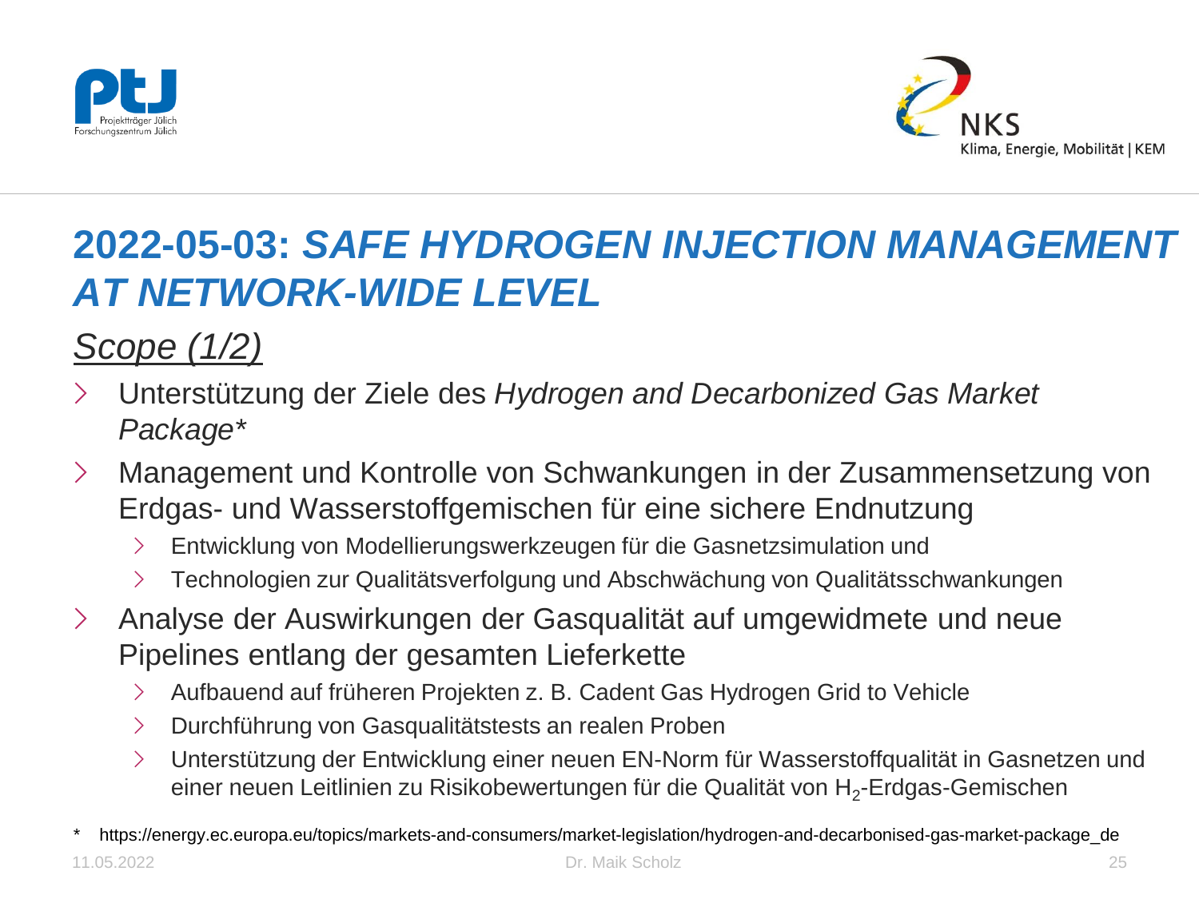# 2022-05-03: *SAFE HYDROGEN INJECTION MANAGEMENT AT NETWORK-WIDE LEVEL*

## *Scope (1/2)*

- Unterstützung der Ziele des *Hydrogen and Decarbonized Gas Market Package**
- Management und Kontrolle von Schwankungen in der Zusammensetzung von Erdgas- und Wasserstoffgemischen für eine sichere Endnutzung
  - Entwicklung von Modellierungswerkzeugen für die Gasnetzsimulation und
  - Technologien zur Qualitätsverfolgung und Abschwächung von Qualitätsschwankungen
- Analyse der Auswirkungen der Gasqualität auf umgewidmete und neue Pipelines entlang der gesamten Lieferkette
  - Aufbauend auf früheren Projekten z. B. Cadent Gas Hydrogen Grid to Vehicle
  - Durchführung von Gasqualitätstests an realen Proben
  - Unterstützung der Entwicklung einer neuen EN-Norm für Wasserstoffqualität in Gasnetzen und einer neuen Leitlinien zu Risikobewertungen für die Qualität von $H_2$-Erdgas-Gemischen

\* https://energy.ec.europa.eu/topics/markets-and-consumers/market-legislation/hydrogen-and-decarbonised-gas-market-package_de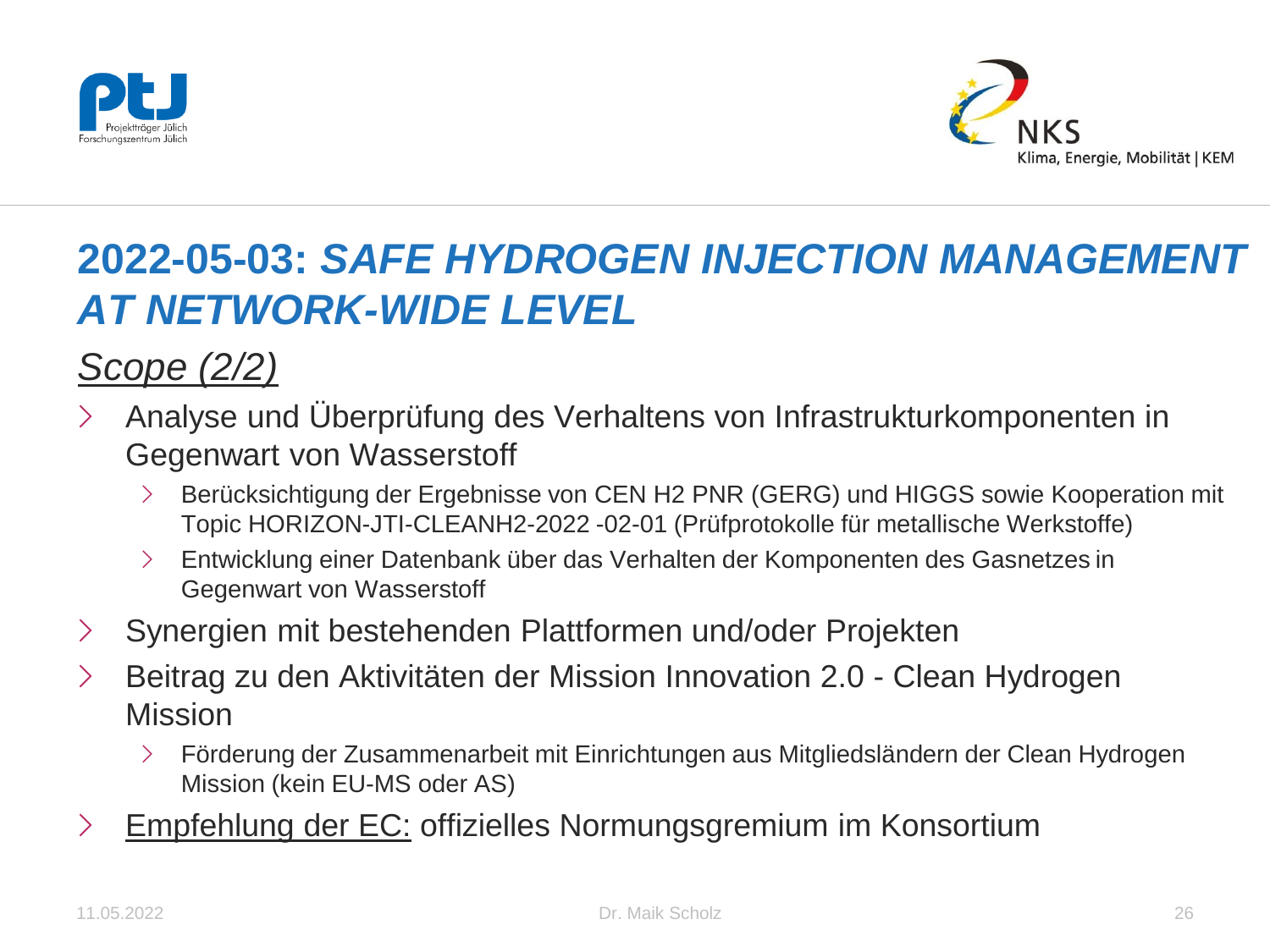# 2022-05-03: *SAFE HYDROGEN INJECTION MANAGEMENT AT NETWORK-WIDE LEVEL*

## *Scope (2/2)*

- Analyse und Überprüfung des Verhaltens von Infrastrukturkomponenten in Gegenwart von Wasserstoff
  - Berücksichtigung der Ergebnisse von CEN H2 PNR (GERG) und HIGGS sowie Kooperation mit Topic HORIZON-JTI-CLEANH2-2022 -02-01 (Prüfprotokolle für metallische Werkstoffe)
  - Entwicklung einer Datenbank über das Verhalten der Komponenten des Gasnetzes in Gegenwart von Wasserstoff
- Synergien mit bestehenden Plattformen und/oder Projekten
- Beitrag zu den Aktivitäten der Mission Innovation 2.0 - Clean Hydrogen Mission
  - Förderung der Zusammenarbeit mit Einrichtungen aus Mitgliedsländern der Clean Hydrogen Mission (kein EU-MS oder AS)
- <u>Empfehlung der EC:</u> offizielles Normungsgremium im Konsortium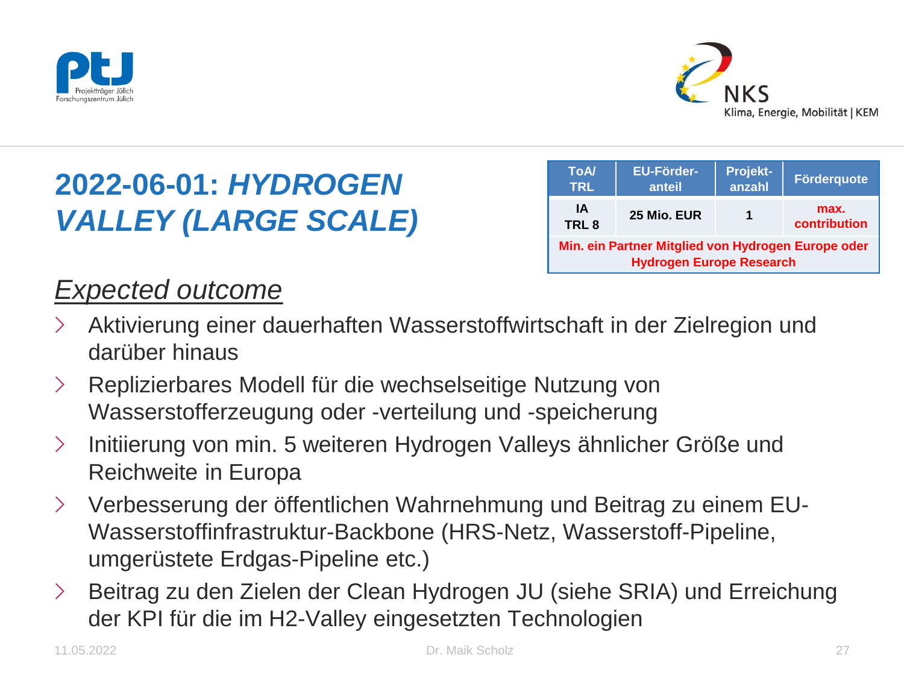# 2022-06-01: *HYDROGEN VALLEY (LARGE SCALE)*

| ToA/ TRL | EU-Förder-anteil | Projekt-anzahl | Förderquote |
|---|---|---|---|
| IA TRL 8 | 25 Mio. EUR | 1 | max. contribution |
| Min. ein Partner Mitglied von Hydrogen Europe oder Hydrogen Europe Research | | | |

## *Expected outcome*

- Aktivierung einer dauerhaften Wasserstoffwirtschaft in der Zielregion und darüber hinaus
- Replizierbares Modell für die wechselseitige Nutzung von Wasserstofferzeugung oder -verteilung und -speicherung
- Initiierung von min. 5 weiteren Hydrogen Valleys ähnlicher Größe und Reichweite in Europa
- Verbesserung der öffentlichen Wahrnehmung und Beitrag zu einem EU-Wasserstoffinfrastruktur-Backbone (HRS-Netz, Wasserstoff-Pipeline, umgerüstete Erdgas-Pipeline etc.)
- Beitrag zu den Zielen der Clean Hydrogen JU (siehe SRIA) und Erreichung der KPI für die im H2-Valley eingesetzten Technologien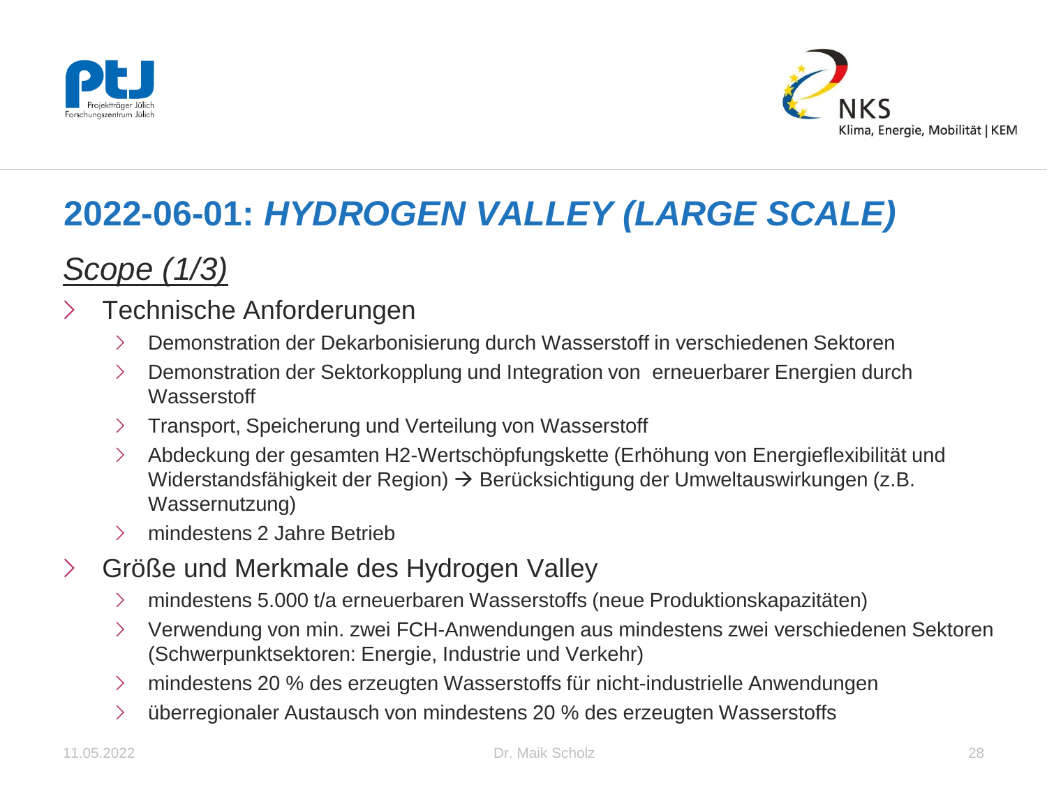# 2022-06-01: *HYDROGEN VALLEY (LARGE SCALE)*

## *Scope (1/3)*

- Technische Anforderungen
  - Demonstration der Dekarbonisierung durch Wasserstoff in verschiedenen Sektoren
  - Demonstration der Sektorkopplung und Integration von erneuerbarer Energien durch Wasserstoff
  - Transport, Speicherung und Verteilung von Wasserstoff
  - Abdeckung der gesamten H2-Wertschöpfungskette (Erhöhung von Energieflexibilität und Widerstandsfähigkeit der Region) → Berücksichtigung der Umweltauswirkungen (z.B. Wassernutzung)
  - mindestens 2 Jahre Betrieb
- Größe und Merkmale des Hydrogen Valley
  - mindestens 5.000 t/a erneuerbaren Wasserstoffs (neue Produktionskapazitäten)
  - Verwendung von min. zwei FCH-Anwendungen aus mindestens zwei verschiedenen Sektoren (Schwerpunktsektoren: Energie, Industrie und Verkehr)
  - mindestens 20 % des erzeugten Wasserstoffs für nicht-industrielle Anwendungen
  - überregionaler Austausch von mindestens 20 % des erzeugten Wasserstoffs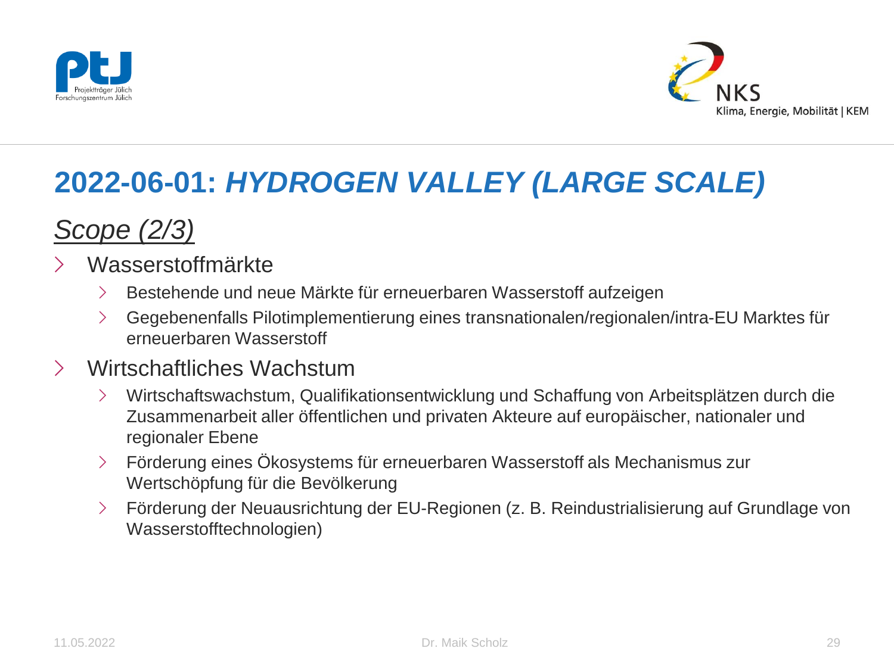# 2022-06-01: *HYDROGEN VALLEY (LARGE SCALE)*

## *Scope (2/3)*

- Wasserstoffmärkte
  - Bestehende und neue Märkte für erneuerbaren Wasserstoff aufzeigen
  - Gegebenenfalls Pilotimplementierung eines transnationalen/regionalen/intra-EU Marktes für erneuerbaren Wasserstoff
- Wirtschaftliches Wachstum
  - Wirtschaftswachstum, Qualifikationsentwicklung und Schaffung von Arbeitsplätzen durch die Zusammenarbeit aller öffentlichen und privaten Akteure auf europäischer, nationaler und regionaler Ebene
  - Förderung eines Ökosystems für erneuerbaren Wasserstoff als Mechanismus zur Wertschöpfung für die Bevölkerung
  - Förderung der Neuausrichtung der EU-Regionen (z. B. Reindustrialisierung auf Grundlage von Wasserstofftechnologien)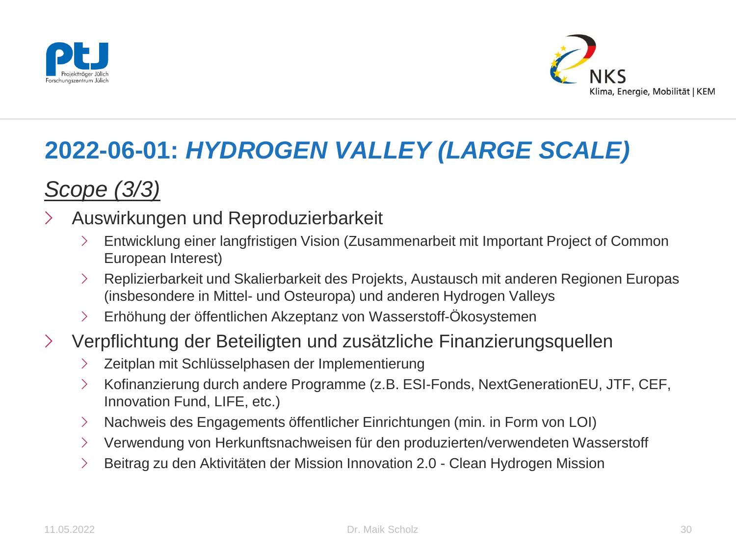# 2022-06-01: *HYDROGEN VALLEY (LARGE SCALE)*

## *Scope (3/3)*

- Auswirkungen und Reproduzierbarkeit
  - Entwicklung einer langfristigen Vision (Zusammenarbeit mit Important Project of Common European Interest)
  - Replizierbarkeit und Skalierbarkeit des Projekts, Austausch mit anderen Regionen Europas (insbesondere in Mittel- und Osteuropa) und anderen Hydrogen Valleys
  - Erhöhung der öffentlichen Akzeptanz von Wasserstoff-Ökosystemen
- Verpflichtung der Beteiligten und zusätzliche Finanzierungsquellen
  - Zeitplan mit Schlüsselphasen der Implementierung
  - Kofinanzierung durch andere Programme (z.B. ESI-Fonds, NextGenerationEU, JTF, CEF, Innovation Fund, LIFE, etc.)
  - Nachweis des Engagements öffentlicher Einrichtungen (min. in Form von LOI)
  - Verwendung von Herkunftsnachweisen für den produzierten/verwendeten Wasserstoff
  - Beitrag zu den Aktivitäten der Mission Innovation 2.0 - Clean Hydrogen Mission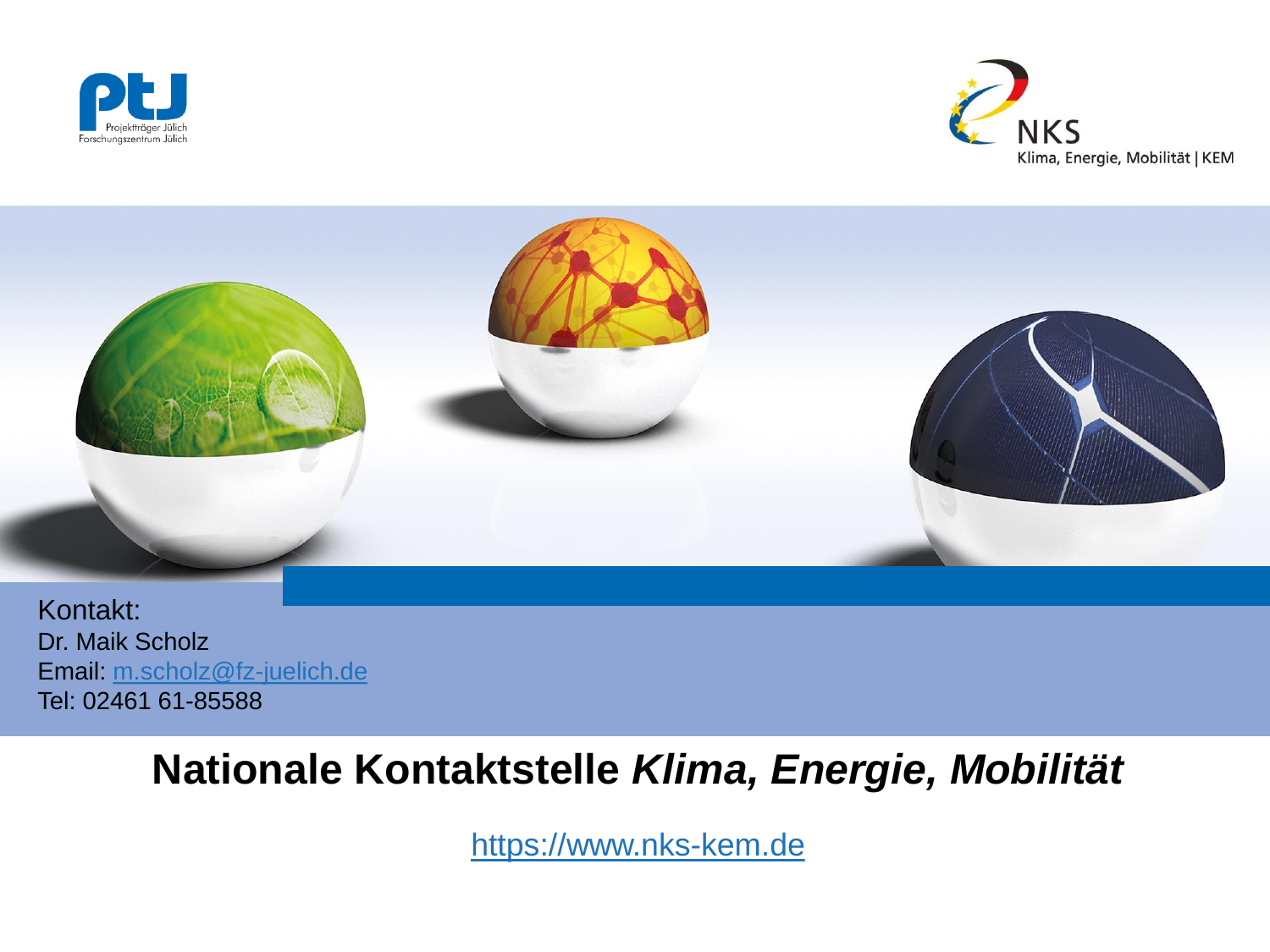Kontakt:
Dr. Maik Scholz
Email: m.scholz@fz-juelich.de
Tel: 02461 61-85588

## Nationale Kontaktstelle *Klima, Energie, Mobilität*

https://www.nks-kem.de